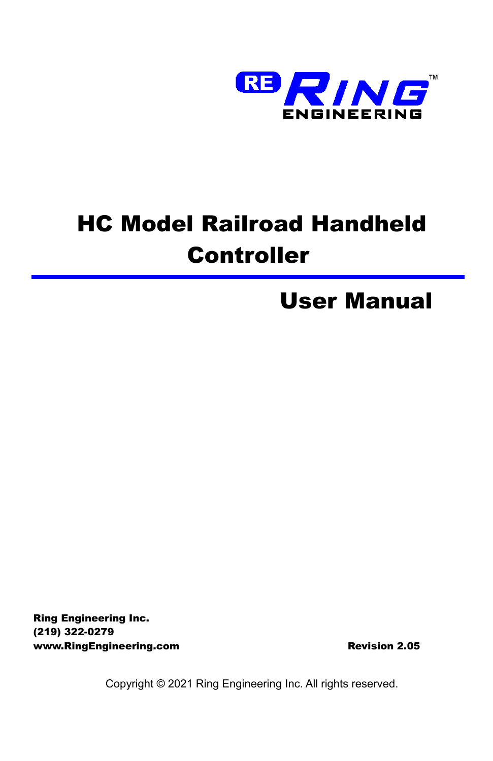RE RING™
ENGINEERING

# HC Model Railroad Handheld Controller

## User Manual

**Ring Engineering Inc.**
**(219) 322-0279**
**www.RingEngineering.com**

**Revision 2.05**

Copyright © 2021 Ring Engineering Inc. All rights reserved.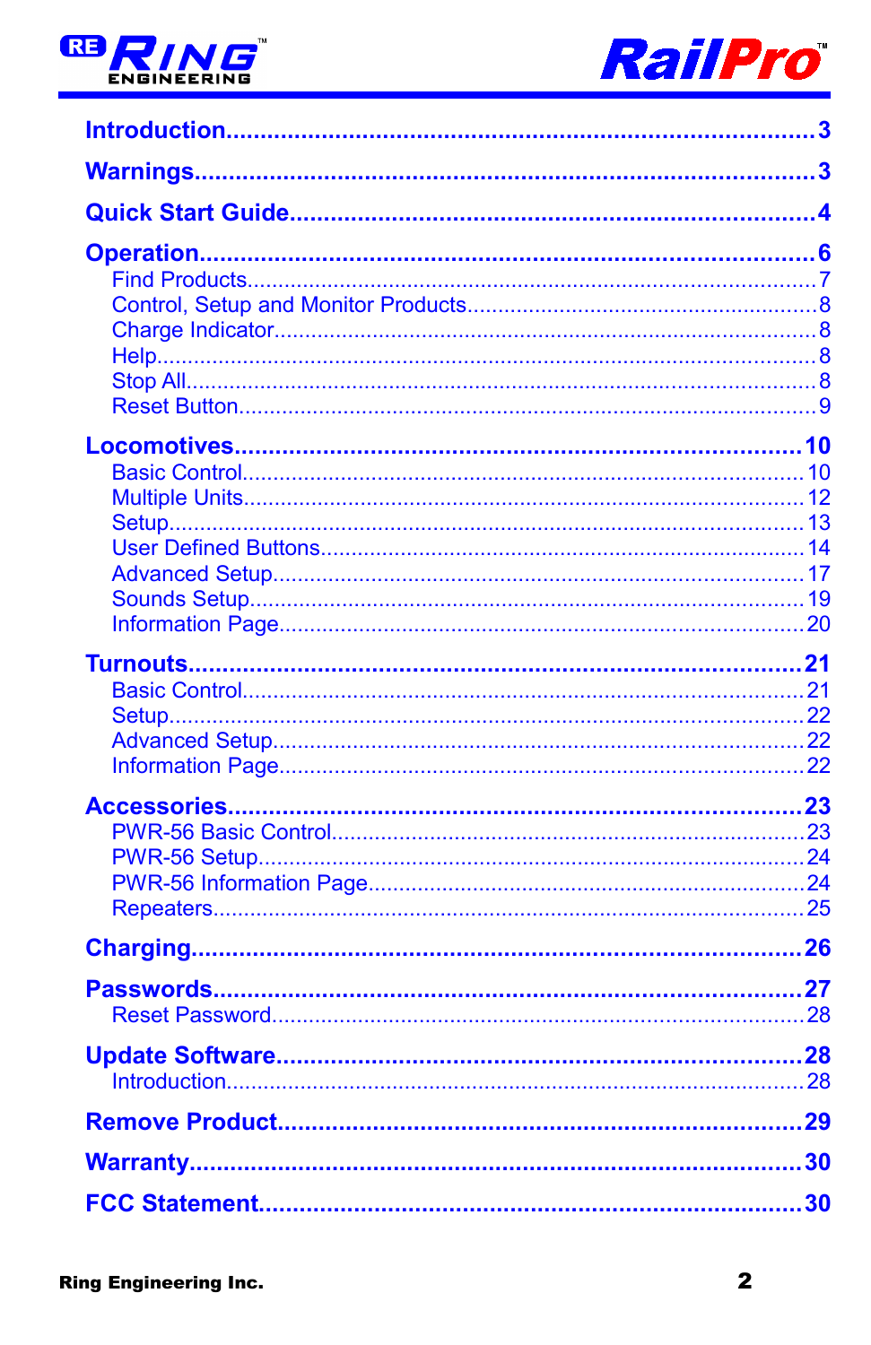- **Introduction** ... 3
- **Warnings** ... 3
- **Quick Start Guide** ... 4
- **Operation** ... 6
  - Find Products ... 7
  - Control, Setup and Monitor Products ... 8
  - Charge Indicator ... 8
  - Help ... 8
  - Stop All ... 8
  - Reset Button ... 9
- **Locomotives** ... 10
  - Basic Control ... 10
  - Multiple Units ... 12
  - Setup ... 13
  - User Defined Buttons ... 14
  - Advanced Setup ... 17
  - Sounds Setup ... 19
  - Information Page ... 20
- **Turnouts** ... 21
  - Basic Control ... 21
  - Setup ... 22
  - Advanced Setup ... 22
  - Information Page ... 22
- **Accessories** ... 23
  - PWR-56 Basic Control ... 23
  - PWR-56 Setup ... 24
  - PWR-56 Information Page ... 24
  - Repeaters ... 25
- **Charging** ... 26
- **Passwords** ... 27
  - Reset Password ... 28
- **Update Software** ... 28
  - Introduction ... 28
- **Remove Product** ... 29
- **Warranty** ... 30
- **FCC Statement** ... 30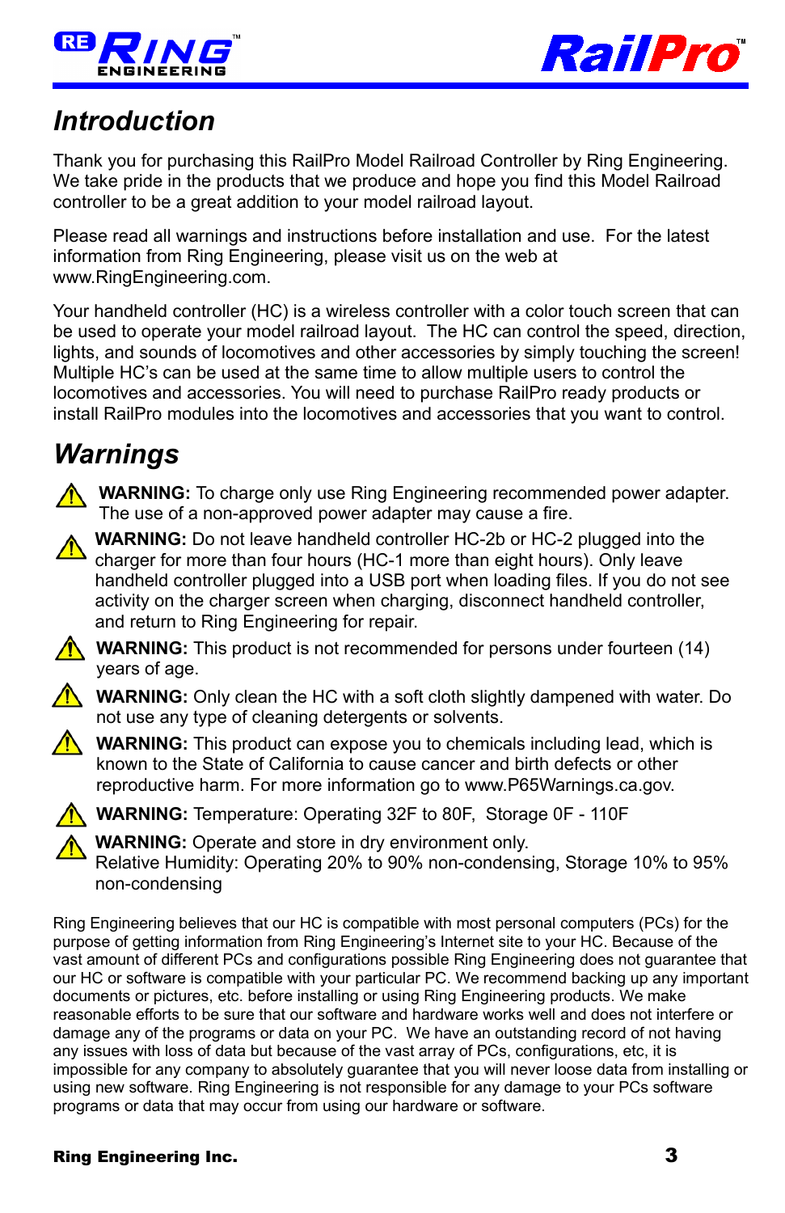## Introduction

Thank you for purchasing this RailPro Model Railroad Controller by Ring Engineering. We take pride in the products that we produce and hope you find this Model Railroad controller to be a great addition to your model railroad layout.

Please read all warnings and instructions before installation and use. For the latest information from Ring Engineering, please visit us on the web at www.RingEngineering.com.

Your handheld controller (HC) is a wireless controller with a color touch screen that can be used to operate your model railroad layout. The HC can control the speed, direction, lights, and sounds of locomotives and other accessories by simply touching the screen! Multiple HC's can be used at the same time to allow multiple users to control the locomotives and accessories. You will need to purchase RailPro ready products or install RailPro modules into the locomotives and accessories that you want to control.

## Warnings

⚠ **WARNING:** To charge only use Ring Engineering recommended power adapter. The use of a non-approved power adapter may cause a fire.

⚠ **WARNING:** Do not leave handheld controller HC-2b or HC-2 plugged into the charger for more than four hours (HC-1 more than eight hours). Only leave handheld controller plugged into a USB port when loading files. If you do not see activity on the charger screen when charging, disconnect handheld controller, and return to Ring Engineering for repair.

⚠ **WARNING:** This product is not recommended for persons under fourteen (14) years of age.

⚠ **WARNING:** Only clean the HC with a soft cloth slightly dampened with water. Do not use any type of cleaning detergents or solvents.

⚠ **WARNING:** This product can expose you to chemicals including lead, which is known to the State of California to cause cancer and birth defects or other reproductive harm. For more information go to www.P65Warnings.ca.gov.

⚠ **WARNING:** Temperature: Operating 32F to 80F, Storage 0F - 110F

⚠ **WARNING:** Operate and store in dry environment only.
Relative Humidity: Operating 20% to 90% non-condensing, Storage 10% to 95% non-condensing

Ring Engineering believes that our HC is compatible with most personal computers (PCs) for the purpose of getting information from Ring Engineering's Internet site to your HC. Because of the vast amount of different PCs and configurations possible Ring Engineering does not guarantee that our HC or software is compatible with your particular PC. We recommend backing up any important documents or pictures, etc. before installing or using Ring Engineering products. We make reasonable efforts to be sure that our software and hardware works well and does not interfere or damage any of the programs or data on your PC. We have an outstanding record of not having any issues with loss of data but because of the vast array of PCs, configurations, etc, it is impossible for any company to absolutely guarantee that you will never loose data from installing or using new software. Ring Engineering is not responsible for any damage to your PCs software programs or data that may occur from using our hardware or software.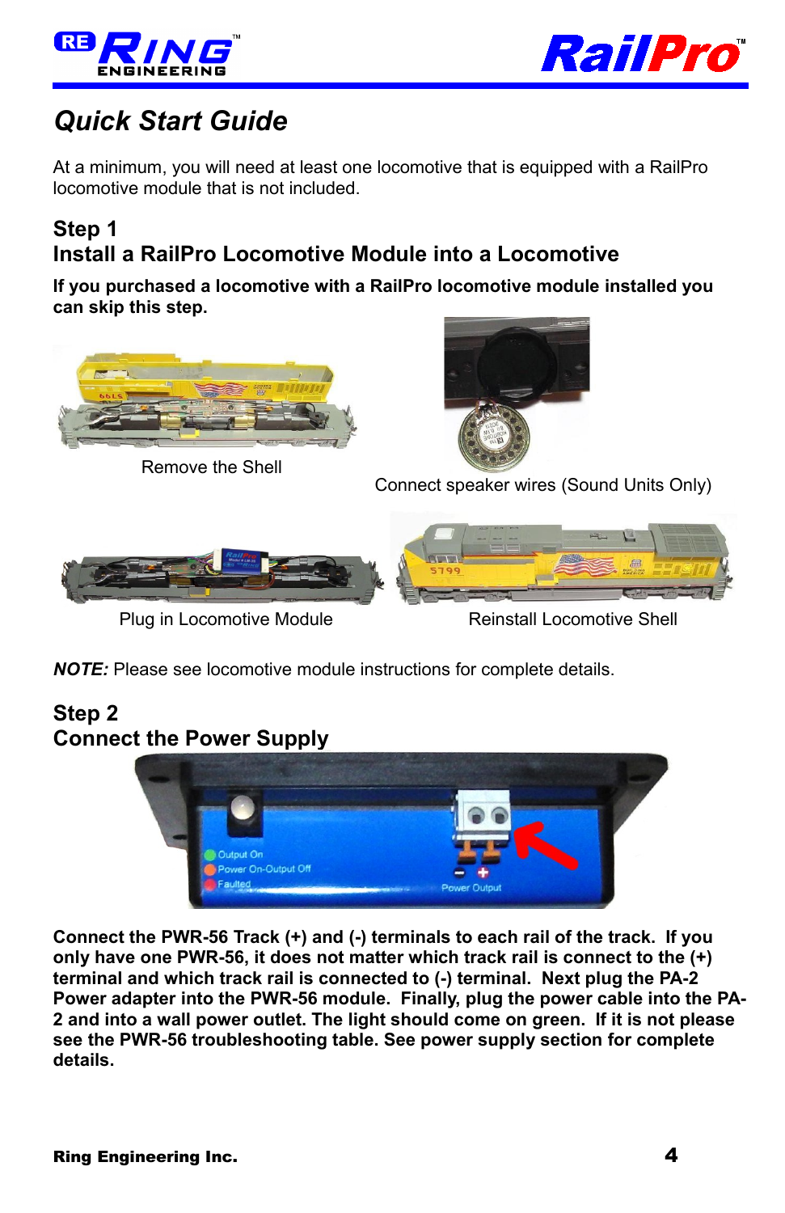# Quick Start Guide

At a minimum, you will need at least one locomotive that is equipped with a RailPro locomotive module that is not included.

## Step 1
## Install a RailPro Locomotive Module into a Locomotive

**If you purchased a locomotive with a RailPro locomotive module installed you can skip this step.**

Remove the Shell

Connect speaker wires (Sound Units Only)

Plug in Locomotive Module

Reinstall Locomotive Shell

***NOTE:*** Please see locomotive module instructions for complete details.

## Step 2
## Connect the Power Supply

**Connect the PWR-56 Track (+) and (-) terminals to each rail of the track. If you only have one PWR-56, it does not matter which track rail is connect to the (+) terminal and which track rail is connected to (-) terminal. Next plug the PA-2 Power adapter into the PWR-56 module. Finally, plug the power cable into the PA-2 and into a wall power outlet. The light should come on green. If it is not please see the PWR-56 troubleshooting table. See power supply section for complete details.**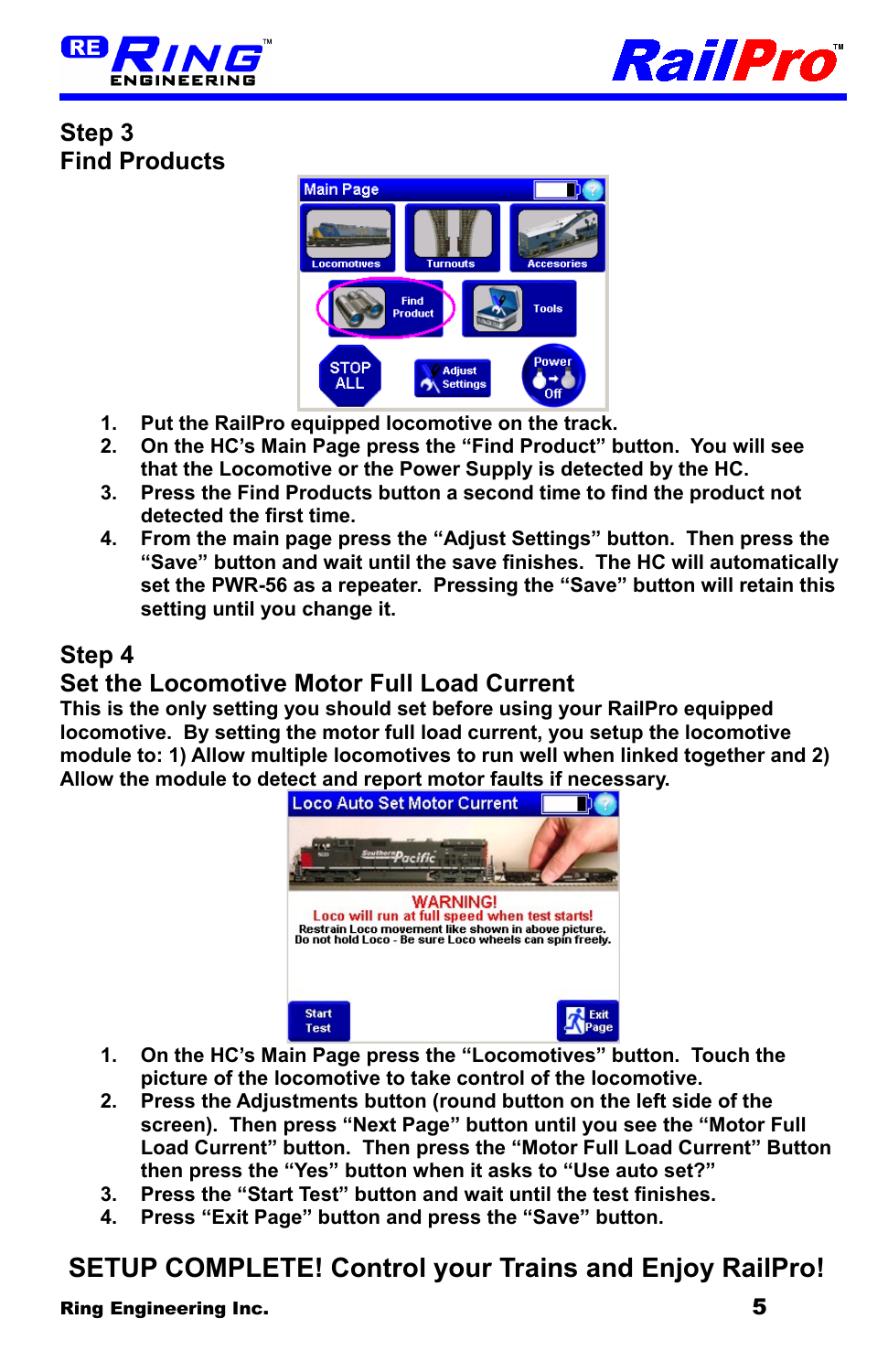## Step 3
## Find Products

1. Put the RailPro equipped locomotive on the track.
2. On the HC's Main Page press the "Find Product" button. You will see that the Locomotive or the Power Supply is detected by the HC.
3. Press the Find Products button a second time to find the product not detected the first time.
4. From the main page press the "Adjust Settings" button. Then press the "Save" button and wait until the save finishes. The HC will automatically set the PWR-56 as a repeater. Pressing the "Save" button will retain this setting until you change it.

## Step 4
## Set the Locomotive Motor Full Load Current

**This is the only setting you should set before using your RailPro equipped locomotive. By setting the motor full load current, you setup the locomotive module to: 1) Allow multiple locomotives to run well when linked together and 2) Allow the module to detect and report motor faults if necessary.**

1. On the HC's Main Page press the "Locomotives" button. Touch the picture of the locomotive to take control of the locomotive.
2. Press the Adjustments button (round button on the left side of the screen). Then press "Next Page" button until you see the "Motor Full Load Current" button. Then press the "Motor Full Load Current" Button then press the "Yes" button when it asks to "Use auto set?"
3. Press the "Start Test" button and wait until the test finishes.
4. Press "Exit Page" button and press the "Save" button.

## SETUP COMPLETE! Control your Trains and Enjoy RailPro!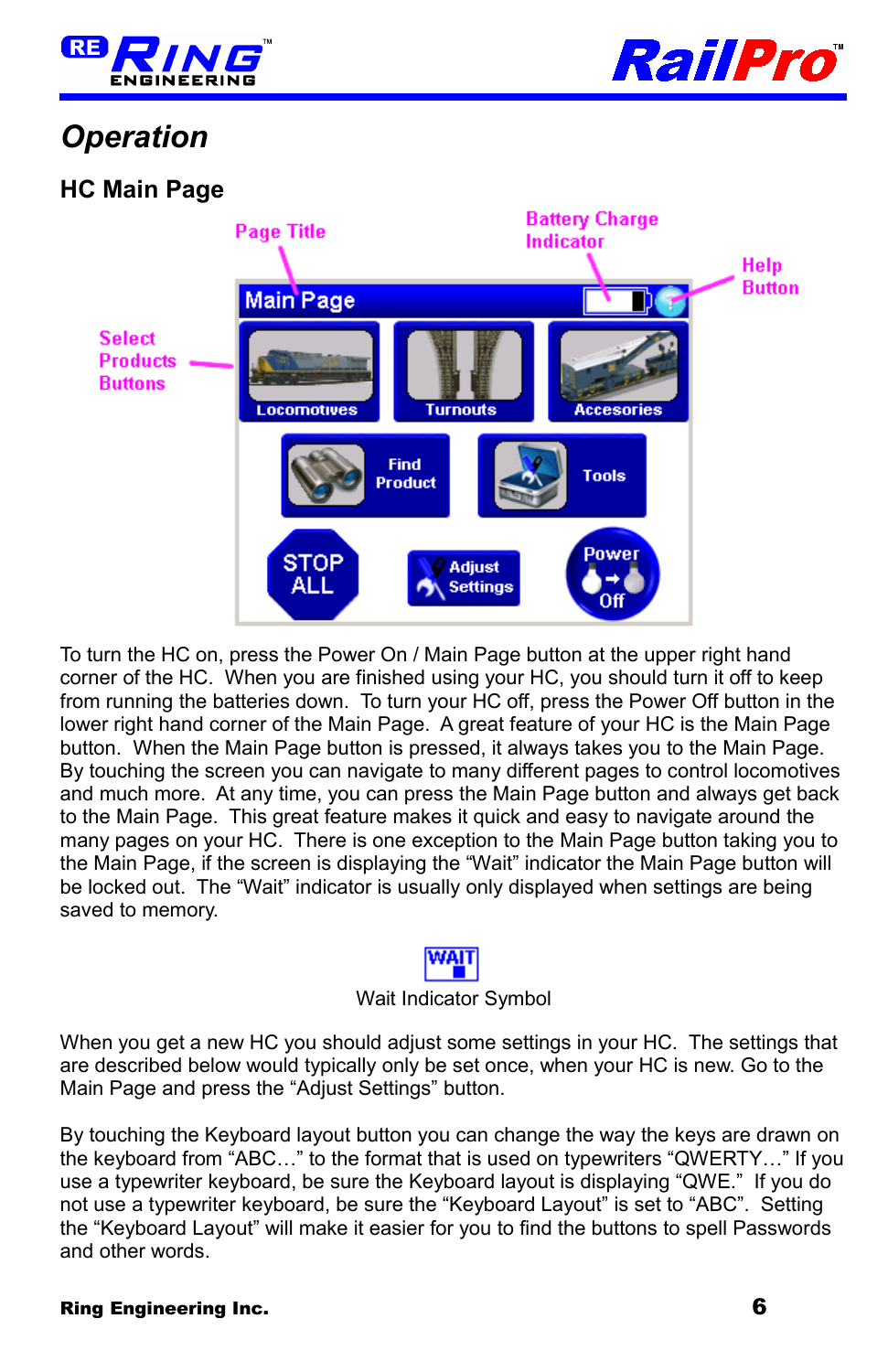# Operation

## HC Main Page

To turn the HC on, press the Power On / Main Page button at the upper right hand corner of the HC. When you are finished using your HC, you should turn it off to keep from running the batteries down. To turn your HC off, press the Power Off button in the lower right hand corner of the Main Page. A great feature of your HC is the Main Page button. When the Main Page button is pressed, it always takes you to the Main Page. By touching the screen you can navigate to many different pages to control locomotives and much more. At any time, you can press the Main Page button and always get back to the Main Page. This great feature makes it quick and easy to navigate around the many pages on your HC. There is one exception to the Main Page button taking you to the Main Page, if the screen is displaying the “Wait” indicator the Main Page button will be locked out. The “Wait” indicator is usually only displayed when settings are being saved to memory.

Wait Indicator Symbol

When you get a new HC you should adjust some settings in your HC. The settings that are described below would typically only be set once, when your HC is new. Go to the Main Page and press the “Adjust Settings” button.

By touching the Keyboard layout button you can change the way the keys are drawn on the keyboard from “ABC…” to the format that is used on typewriters “QWERTY…” If you use a typewriter keyboard, be sure the Keyboard layout is displaying “QWE.” If you do not use a typewriter keyboard, be sure the “Keyboard Layout” is set to “ABC”. Setting the “Keyboard Layout” will make it easier for you to find the buttons to spell Passwords and other words.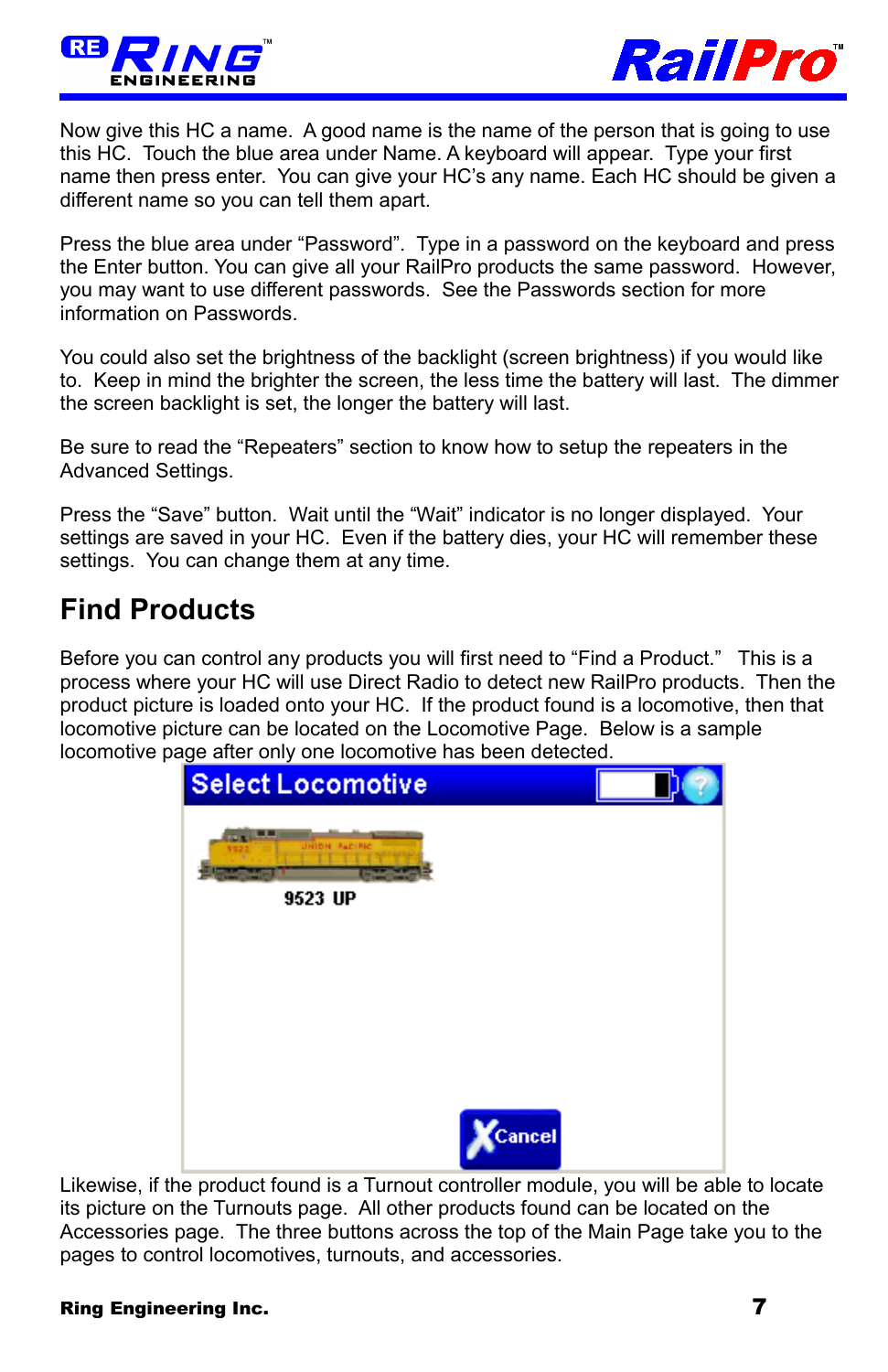Now give this HC a name. A good name is the name of the person that is going to use this HC. Touch the blue area under Name. A keyboard will appear. Type your first name then press enter. You can give your HC's any name. Each HC should be given a different name so you can tell them apart.

Press the blue area under "Password". Type in a password on the keyboard and press the Enter button. You can give all your RailPro products the same password. However, you may want to use different passwords. See the Passwords section for more information on Passwords.

You could also set the brightness of the backlight (screen brightness) if you would like to. Keep in mind the brighter the screen, the less time the battery will last. The dimmer the screen backlight is set, the longer the battery will last.

Be sure to read the "Repeaters" section to know how to setup the repeaters in the Advanced Settings.

Press the "Save" button. Wait until the "Wait" indicator is no longer displayed. Your settings are saved in your HC. Even if the battery dies, your HC will remember these settings. You can change them at any time.

## Find Products

Before you can control any products you will first need to "Find a Product." This is a process where your HC will use Direct Radio to detect new RailPro products. Then the product picture is loaded onto your HC. If the product found is a locomotive, then that locomotive picture can be located on the Locomotive Page. Below is a sample locomotive page after only one locomotive has been detected.

Select Locomotive

9523 UP

Cancel

Likewise, if the product found is a Turnout controller module, you will be able to locate its picture on the Turnouts page. All other products found can be located on the Accessories page. The three buttons across the top of the Main Page take you to the pages to control locomotives, turnouts, and accessories.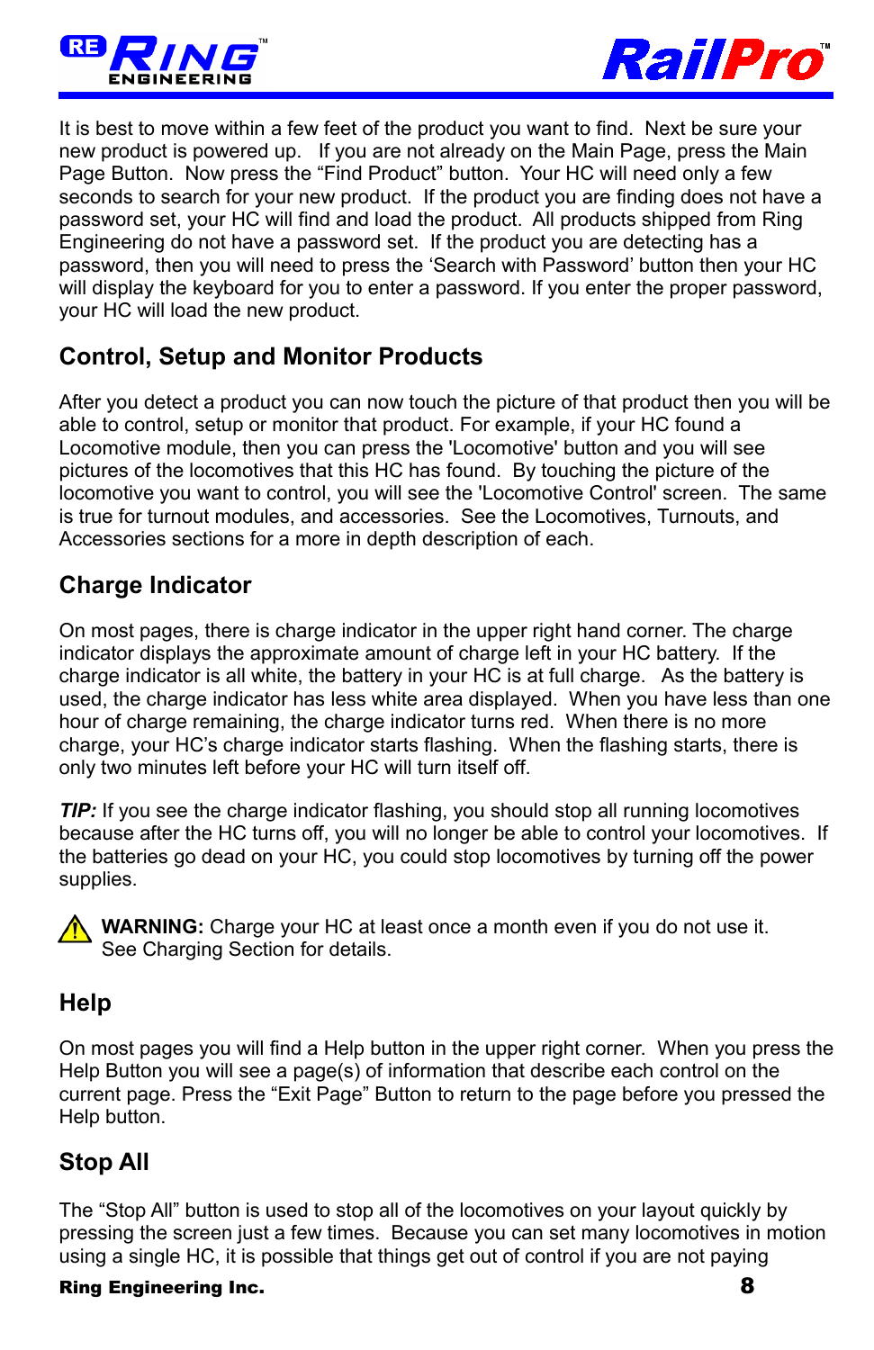It is best to move within a few feet of the product you want to find. Next be sure your new product is powered up. If you are not already on the Main Page, press the Main Page Button. Now press the “Find Product” button. Your HC will need only a few seconds to search for your new product. If the product you are finding does not have a password set, your HC will find and load the product. All products shipped from Ring Engineering do not have a password set. If the product you are detecting has a password, then you will need to press the ‘Search with Password’ button then your HC will display the keyboard for you to enter a password. If you enter the proper password, your HC will load the new product.

## Control, Setup and Monitor Products

After you detect a product you can now touch the picture of that product then you will be able to control, setup or monitor that product. For example, if your HC found a Locomotive module, then you can press the 'Locomotive' button and you will see pictures of the locomotives that this HC has found. By touching the picture of the locomotive you want to control, you will see the 'Locomotive Control' screen. The same is true for turnout modules, and accessories. See the Locomotives, Turnouts, and Accessories sections for a more in depth description of each.

## Charge Indicator

On most pages, there is charge indicator in the upper right hand corner. The charge indicator displays the approximate amount of charge left in your HC battery. If the charge indicator is all white, the battery in your HC is at full charge. As the battery is used, the charge indicator has less white area displayed. When you have less than one hour of charge remaining, the charge indicator turns red. When there is no more charge, your HC’s charge indicator starts flashing. When the flashing starts, there is only two minutes left before your HC will turn itself off.

***TIP:*** If you see the charge indicator flashing, you should stop all running locomotives because after the HC turns off, you will no longer be able to control your locomotives. If the batteries go dead on your HC, you could stop locomotives by turning off the power supplies.

⚠ **WARNING:** Charge your HC at least once a month even if you do not use it. See Charging Section for details.

## Help

On most pages you will find a Help button in the upper right corner. When you press the Help Button you will see a page(s) of information that describe each control on the current page. Press the “Exit Page” Button to return to the page before you pressed the Help button.

## Stop All

The “Stop All” button is used to stop all of the locomotives on your layout quickly by pressing the screen just a few times. Because you can set many locomotives in motion using a single HC, it is possible that things get out of control if you are not paying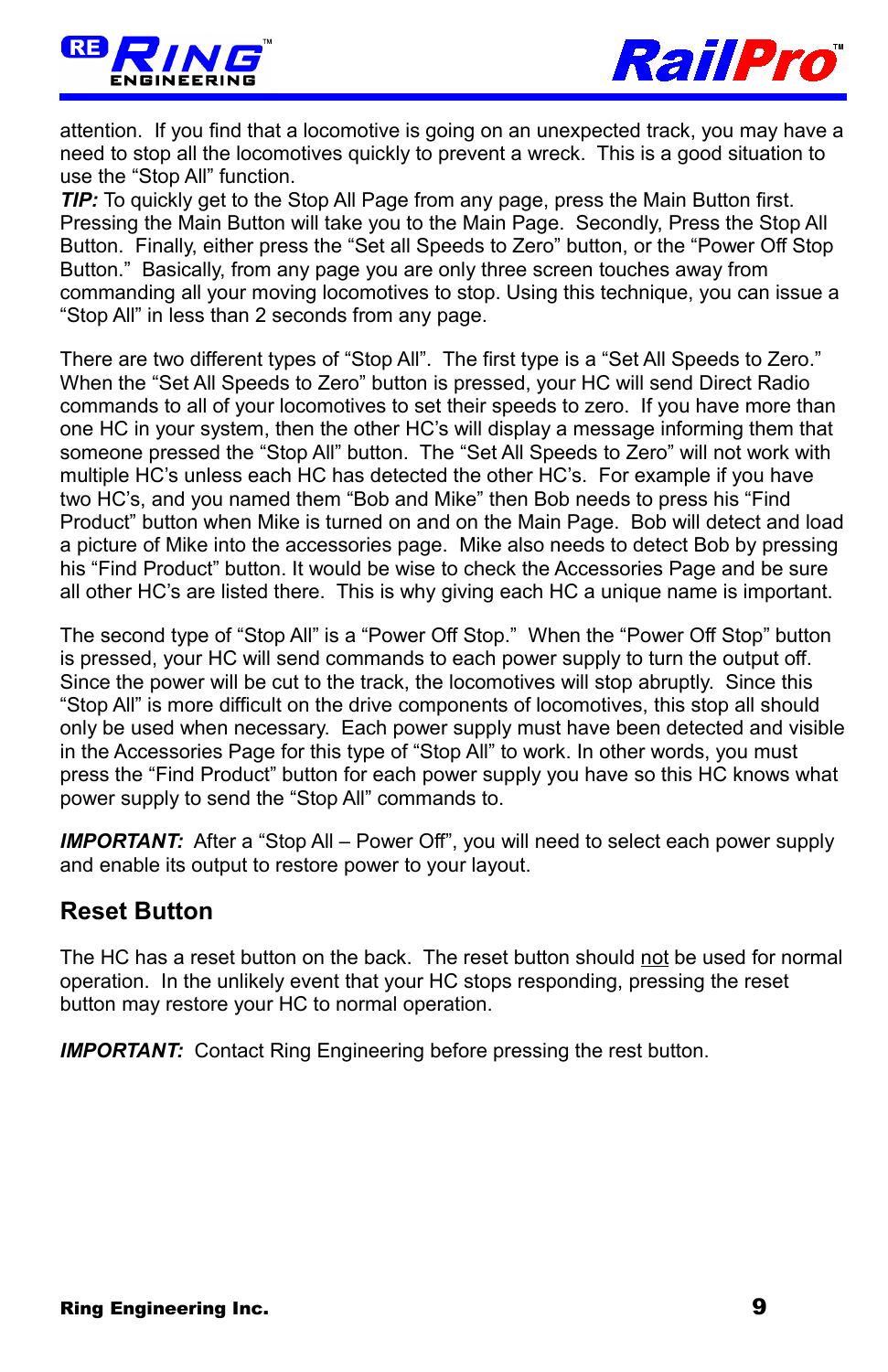attention. If you find that a locomotive is going on an unexpected track, you may have a need to stop all the locomotives quickly to prevent a wreck. This is a good situation to use the “Stop All” function.
***TIP:*** To quickly get to the Stop All Page from any page, press the Main Button first. Pressing the Main Button will take you to the Main Page. Secondly, Press the Stop All Button. Finally, either press the “Set all Speeds to Zero” button, or the “Power Off Stop Button.” Basically, from any page you are only three screen touches away from commanding all your moving locomotives to stop. Using this technique, you can issue a “Stop All” in less than 2 seconds from any page.

There are two different types of “Stop All”. The first type is a “Set All Speeds to Zero.” When the “Set All Speeds to Zero” button is pressed, your HC will send Direct Radio commands to all of your locomotives to set their speeds to zero. If you have more than one HC in your system, then the other HC’s will display a message informing them that someone pressed the “Stop All” button. The “Set All Speeds to Zero” will not work with multiple HC’s unless each HC has detected the other HC’s. For example if you have two HC’s, and you named them “Bob and Mike” then Bob needs to press his “Find Product” button when Mike is turned on and on the Main Page. Bob will detect and load a picture of Mike into the accessories page. Mike also needs to detect Bob by pressing his “Find Product” button. It would be wise to check the Accessories Page and be sure all other HC’s are listed there. This is why giving each HC a unique name is important.

The second type of “Stop All” is a “Power Off Stop.” When the “Power Off Stop” button is pressed, your HC will send commands to each power supply to turn the output off. Since the power will be cut to the track, the locomotives will stop abruptly. Since this “Stop All” is more difficult on the drive components of locomotives, this stop all should only be used when necessary. Each power supply must have been detected and visible in the Accessories Page for this type of “Stop All” to work. In other words, you must press the “Find Product” button for each power supply you have so this HC knows what power supply to send the “Stop All” commands to.

***IMPORTANT:*** After a “Stop All – Power Off”, you will need to select each power supply and enable its output to restore power to your layout.

## Reset Button

The HC has a reset button on the back. The reset button should <u>not</u> be used for normal operation. In the unlikely event that your HC stops responding, pressing the reset button may restore your HC to normal operation.

***IMPORTANT:*** Contact Ring Engineering before pressing the rest button.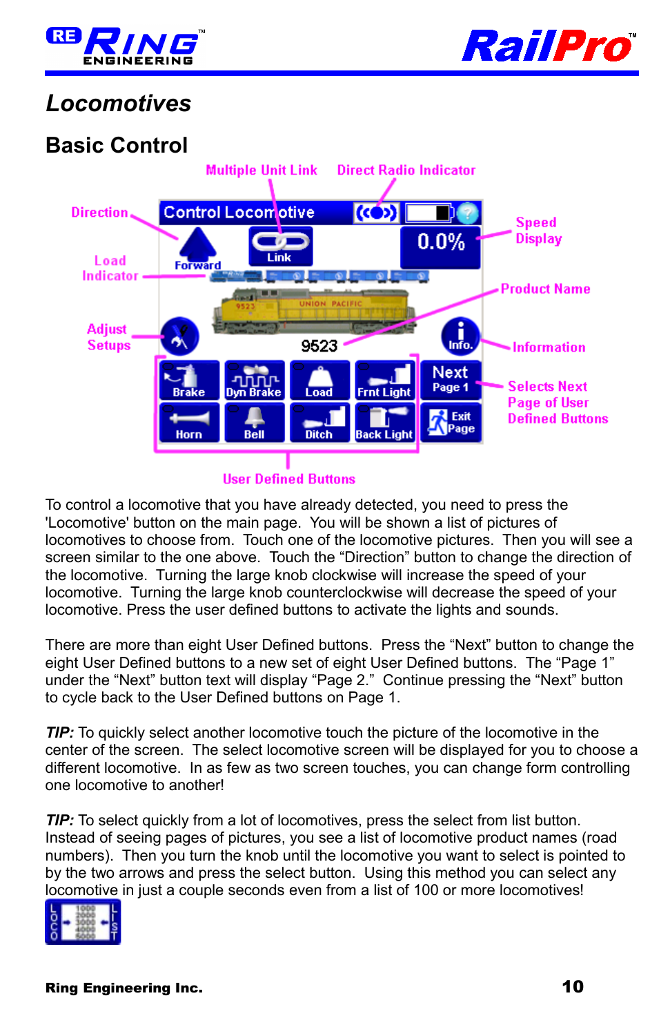# Locomotives

## Basic Control

To control a locomotive that you have already detected, you need to press the 'Locomotive' button on the main page. You will be shown a list of pictures of locomotives to choose from. Touch one of the locomotive pictures. Then you will see a screen similar to the one above. Touch the “Direction” button to change the direction of the locomotive. Turning the large knob clockwise will increase the speed of your locomotive. Turning the large knob counterclockwise will decrease the speed of your locomotive. Press the user defined buttons to activate the lights and sounds.

There are more than eight User Defined buttons. Press the “Next” button to change the eight User Defined buttons to a new set of eight User Defined buttons. The “Page 1” under the “Next” button text will display “Page 2.” Continue pressing the “Next” button to cycle back to the User Defined buttons on Page 1.

***TIP:*** To quickly select another locomotive touch the picture of the locomotive in the center of the screen. The select locomotive screen will be displayed for you to choose a different locomotive. In as few as two screen touches, you can change form controlling one locomotive to another!

***TIP:*** To select quickly from a lot of locomotives, press the select from list button. Instead of seeing pages of pictures, you see a list of locomotive product names (road numbers). Then you turn the knob until the locomotive you want to select is pointed to by the two arrows and press the select button. Using this method you can select any locomotive in just a couple seconds even from a list of 100 or more locomotives!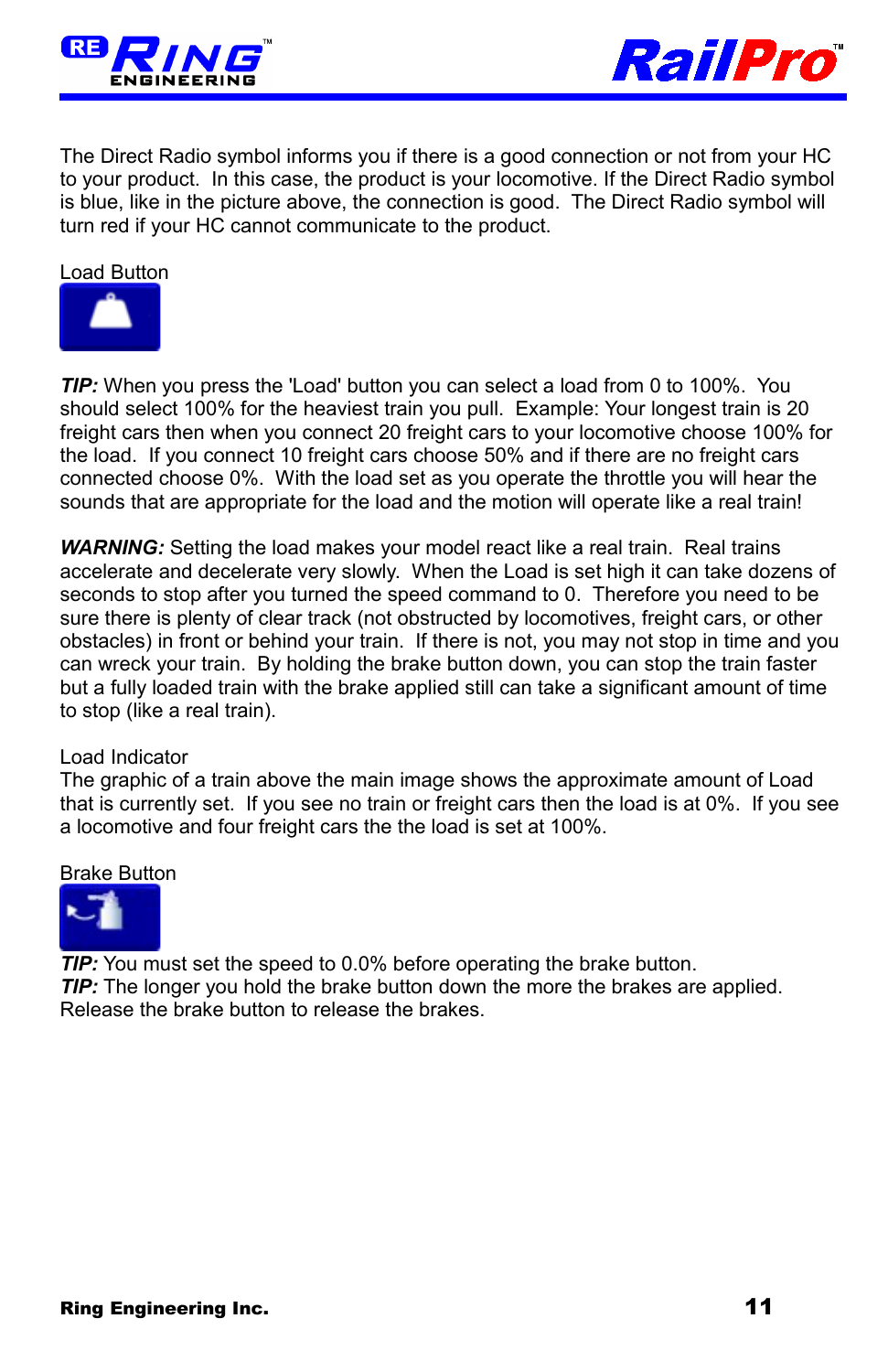The Direct Radio symbol informs you if there is a good connection or not from your HC to your product. In this case, the product is your locomotive. If the Direct Radio symbol is blue, like in the picture above, the connection is good. The Direct Radio symbol will turn red if your HC cannot communicate to the product.

Load Button

***TIP:*** When you press the 'Load' button you can select a load from 0 to 100%. You should select 100% for the heaviest train you pull. Example: Your longest train is 20 freight cars then when you connect 20 freight cars to your locomotive choose 100% for the load. If you connect 10 freight cars choose 50% and if there are no freight cars connected choose 0%. With the load set as you operate the throttle you will hear the sounds that are appropriate for the load and the motion will operate like a real train!

***WARNING:*** Setting the load makes your model react like a real train. Real trains accelerate and decelerate very slowly. When the Load is set high it can take dozens of seconds to stop after you turned the speed command to 0. Therefore you need to be sure there is plenty of clear track (not obstructed by locomotives, freight cars, or other obstacles) in front or behind your train. If there is not, you may not stop in time and you can wreck your train. By holding the brake button down, you can stop the train faster but a fully loaded train with the brake applied still can take a significant amount of time to stop (like a real train).

Load Indicator
The graphic of a train above the main image shows the approximate amount of Load that is currently set. If you see no train or freight cars then the load is at 0%. If you see a locomotive and four freight cars the the load is set at 100%.

Brake Button

***TIP:*** You must set the speed to 0.0% before operating the brake button.
***TIP:*** The longer you hold the brake button down the more the brakes are applied. Release the brake button to release the brakes.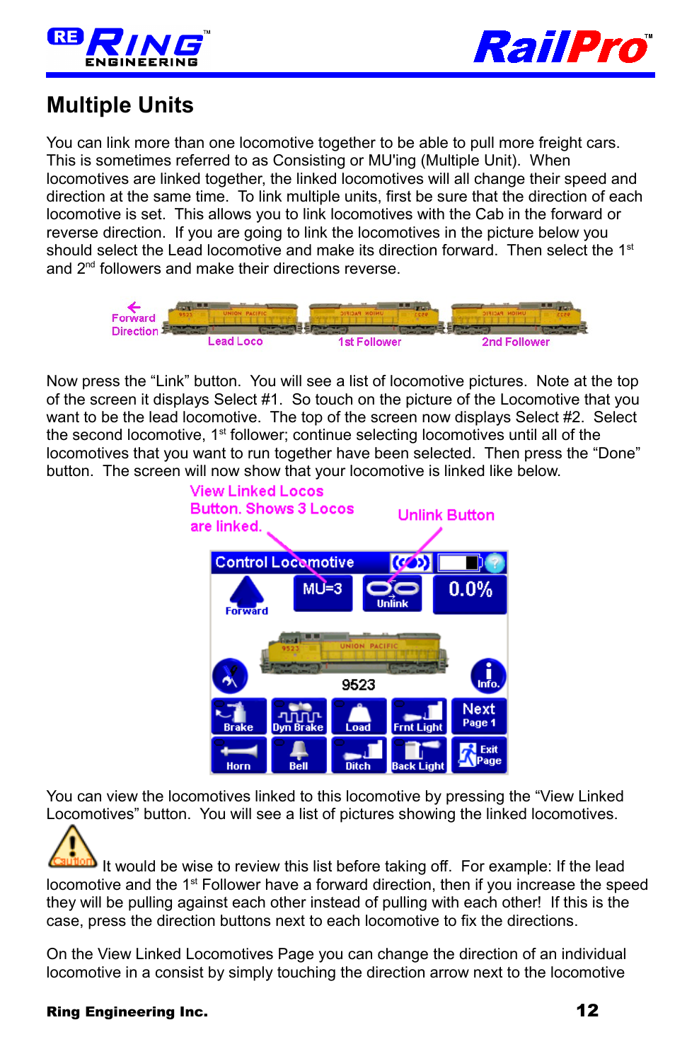# Multiple Units

You can link more than one locomotive together to be able to pull more freight cars. This is sometimes referred to as Consisting or MU'ing (Multiple Unit). When locomotives are linked together, the linked locomotives will all change their speed and direction at the same time. To link multiple units, first be sure that the direction of each locomotive is set. This allows you to link locomotives with the Cab in the forward or reverse direction. If you are going to link the locomotives in the picture below you should select the Lead locomotive and make its direction forward. Then select the 1st and 2nd followers and make their directions reverse.

Forward Direction — Lead Loco — 1st Follower — 2nd Follower

Now press the "Link" button. You will see a list of locomotive pictures. Note at the top of the screen it displays Select #1. So touch on the picture of the Locomotive that you want to be the lead locomotive. The top of the screen now displays Select #2. Select the second locomotive, 1st follower; continue selecting locomotives until all of the locomotives that you want to run together have been selected. Then press the "Done" button. The screen will now show that your locomotive is linked like below.

View Linked Locos Button. Shows 3 Locos are linked.

Unlink Button

You can view the locomotives linked to this locomotive by pressing the "View Linked Locomotives" button. You will see a list of pictures showing the linked locomotives.

It would be wise to review this list before taking off. For example: If the lead locomotive and the 1st Follower have a forward direction, then if you increase the speed they will be pulling against each other instead of pulling with each other! If this is the case, press the direction buttons next to each locomotive to fix the directions.

On the View Linked Locomotives Page you can change the direction of an individual locomotive in a consist by simply touching the direction arrow next to the locomotive

**Ring Engineering Inc.**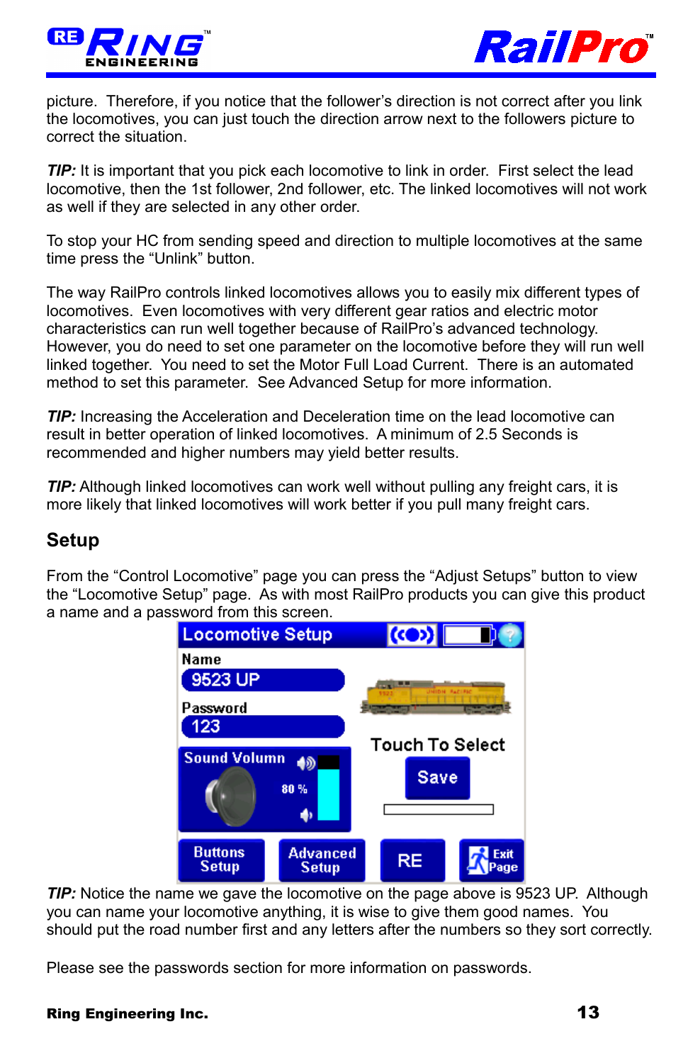picture. Therefore, if you notice that the follower's direction is not correct after you link the locomotives, you can just touch the direction arrow next to the followers picture to correct the situation.

***TIP:*** It is important that you pick each locomotive to link in order. First select the lead locomotive, then the 1st follower, 2nd follower, etc. The linked locomotives will not work as well if they are selected in any other order.

To stop your HC from sending speed and direction to multiple locomotives at the same time press the "Unlink" button.

The way RailPro controls linked locomotives allows you to easily mix different types of locomotives. Even locomotives with very different gear ratios and electric motor characteristics can run well together because of RailPro's advanced technology. However, you do need to set one parameter on the locomotive before they will run well linked together. You need to set the Motor Full Load Current. There is an automated method to set this parameter. See Advanced Setup for more information.

***TIP:*** Increasing the Acceleration and Deceleration time on the lead locomotive can result in better operation of linked locomotives. A minimum of 2.5 Seconds is recommended and higher numbers may yield better results.

***TIP:*** Although linked locomotives can work well without pulling any freight cars, it is more likely that linked locomotives will work better if you pull many freight cars.

## Setup

From the "Control Locomotive" page you can press the "Adjust Setups" button to view the "Locomotive Setup" page. As with most RailPro products you can give this product a name and a password from this screen.

Locomotive Setup

Name
9523 UP

Password
123

Sound Volumn
80 %

Touch To Select

Save

Buttons Setup | Advanced Setup | RE | Exit Page

***TIP:*** Notice the name we gave the locomotive on the page above is 9523 UP. Although you can name your locomotive anything, it is wise to give them good names. You should put the road number first and any letters after the numbers so they sort correctly.

Please see the passwords section for more information on passwords.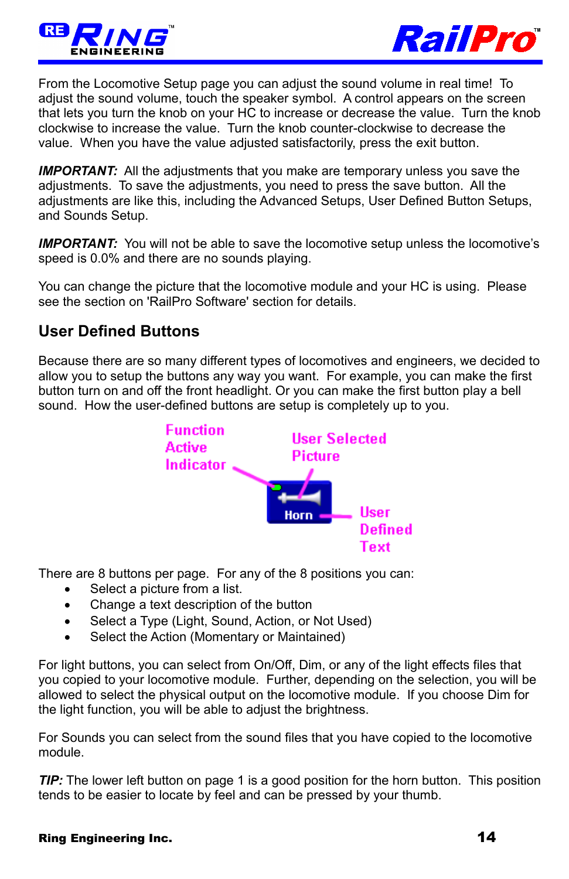From the Locomotive Setup page you can adjust the sound volume in real time! To adjust the sound volume, touch the speaker symbol. A control appears on the screen that lets you turn the knob on your HC to increase or decrease the value. Turn the knob clockwise to increase the value. Turn the knob counter-clockwise to decrease the value. When you have the value adjusted satisfactorily, press the exit button.

***IMPORTANT:*** All the adjustments that you make are temporary unless you save the adjustments. To save the adjustments, you need to press the save button. All the adjustments are like this, including the Advanced Setups, User Defined Button Setups, and Sounds Setup.

***IMPORTANT:*** You will not be able to save the locomotive setup unless the locomotive's speed is 0.0% and there are no sounds playing.

You can change the picture that the locomotive module and your HC is using. Please see the section on 'RailPro Software' section for details.

## User Defined Buttons

Because there are so many different types of locomotives and engineers, we decided to allow you to setup the buttons any way you want. For example, you can make the first button turn on and off the front headlight. Or you can make the first button play a bell sound. How the user-defined buttons are setup is completely up to you.

Function Active Indicator

User Selected Picture

Horn

User Defined Text

There are 8 buttons per page. For any of the 8 positions you can:

- Select a picture from a list.
- Change a text description of the button
- Select a Type (Light, Sound, Action, or Not Used)
- Select the Action (Momentary or Maintained)

For light buttons, you can select from On/Off, Dim, or any of the light effects files that you copied to your locomotive module. Further, depending on the selection, you will be allowed to select the physical output on the locomotive module. If you choose Dim for the light function, you will be able to adjust the brightness.

For Sounds you can select from the sound files that you have copied to the locomotive module.

***TIP:*** The lower left button on page 1 is a good position for the horn button. This position tends to be easier to locate by feel and can be pressed by your thumb.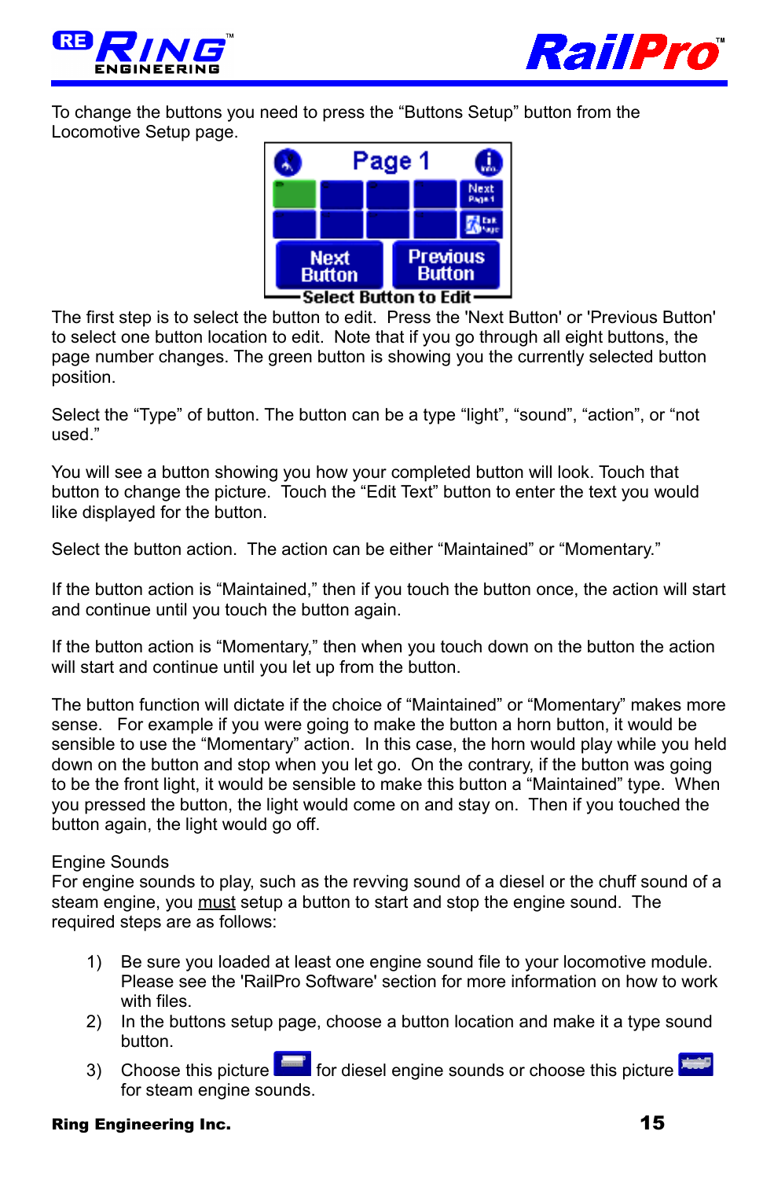To change the buttons you need to press the “Buttons Setup” button from the Locomotive Setup page.

The first step is to select the button to edit. Press the 'Next Button' or 'Previous Button' to select one button location to edit. Note that if you go through all eight buttons, the page number changes. The green button is showing you the currently selected button position.

Select the “Type” of button. The button can be a type “light”, “sound”, “action”, or “not used.”

You will see a button showing you how your completed button will look. Touch that button to change the picture. Touch the “Edit Text” button to enter the text you would like displayed for the button.

Select the button action. The action can be either “Maintained” or “Momentary.”

If the button action is “Maintained,” then if you touch the button once, the action will start and continue until you touch the button again.

If the button action is “Momentary,” then when you touch down on the button the action will start and continue until you let up from the button.

The button function will dictate if the choice of “Maintained” or “Momentary” makes more sense. For example if you were going to make the button a horn button, it would be sensible to use the “Momentary” action. In this case, the horn would play while you held down on the button and stop when you let go. On the contrary, if the button was going to be the front light, it would be sensible to make this button a “Maintained” type. When you pressed the button, the light would come on and stay on. Then if you touched the button again, the light would go off.

Engine Sounds

For engine sounds to play, such as the revving sound of a diesel or the chuff sound of a steam engine, you must setup a button to start and stop the engine sound. The required steps are as follows:

1) Be sure you loaded at least one engine sound file to your locomotive module. Please see the 'RailPro Software' section for more information on how to work with files.
2) In the buttons setup page, choose a button location and make it a type sound button.
3) Choose this picture for diesel engine sounds or choose this picture for steam engine sounds.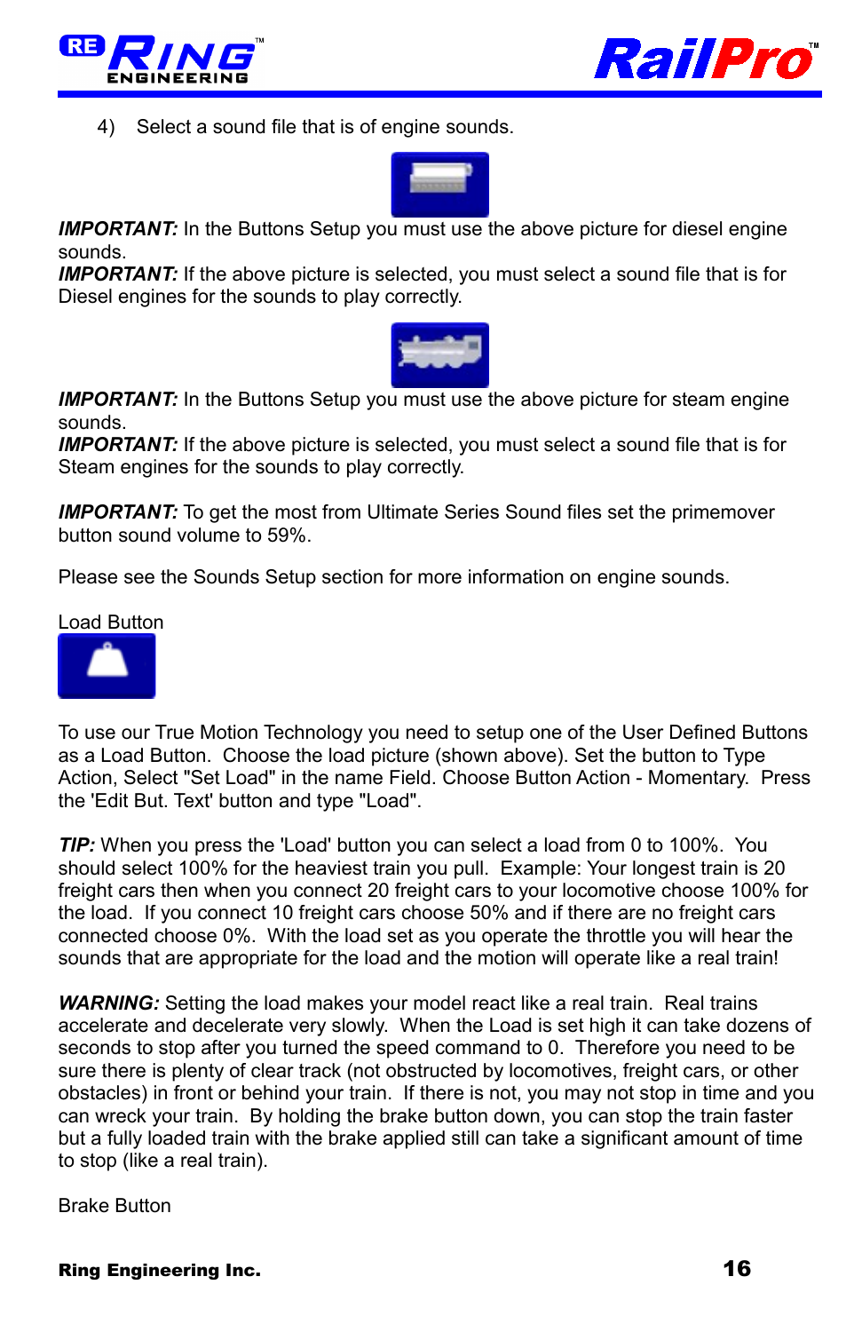4) Select a sound file that is of engine sounds.

***IMPORTANT:*** In the Buttons Setup you must use the above picture for diesel engine sounds.
***IMPORTANT:*** If the above picture is selected, you must select a sound file that is for Diesel engines for the sounds to play correctly.

***IMPORTANT:*** In the Buttons Setup you must use the above picture for steam engine sounds.
***IMPORTANT:*** If the above picture is selected, you must select a sound file that is for Steam engines for the sounds to play correctly.

***IMPORTANT:*** To get the most from Ultimate Series Sound files set the primemover button sound volume to 59%.

Please see the Sounds Setup section for more information on engine sounds.

Load Button

To use our True Motion Technology you need to setup one of the User Defined Buttons as a Load Button. Choose the load picture (shown above). Set the button to Type Action, Select "Set Load" in the name Field. Choose Button Action - Momentary. Press the 'Edit But. Text' button and type "Load".

***TIP:*** When you press the 'Load' button you can select a load from 0 to 100%. You should select 100% for the heaviest train you pull. Example: Your longest train is 20 freight cars then when you connect 20 freight cars to your locomotive choose 100% for the load. If you connect 10 freight cars choose 50% and if there are no freight cars connected choose 0%. With the load set as you operate the throttle you will hear the sounds that are appropriate for the load and the motion will operate like a real train!

***WARNING:*** Setting the load makes your model react like a real train. Real trains accelerate and decelerate very slowly. When the Load is set high it can take dozens of seconds to stop after you turned the speed command to 0. Therefore you need to be sure there is plenty of clear track (not obstructed by locomotives, freight cars, or other obstacles) in front or behind your train. If there is not, you may not stop in time and you can wreck your train. By holding the brake button down, you can stop the train faster but a fully loaded train with the brake applied still can take a significant amount of time to stop (like a real train).

Brake Button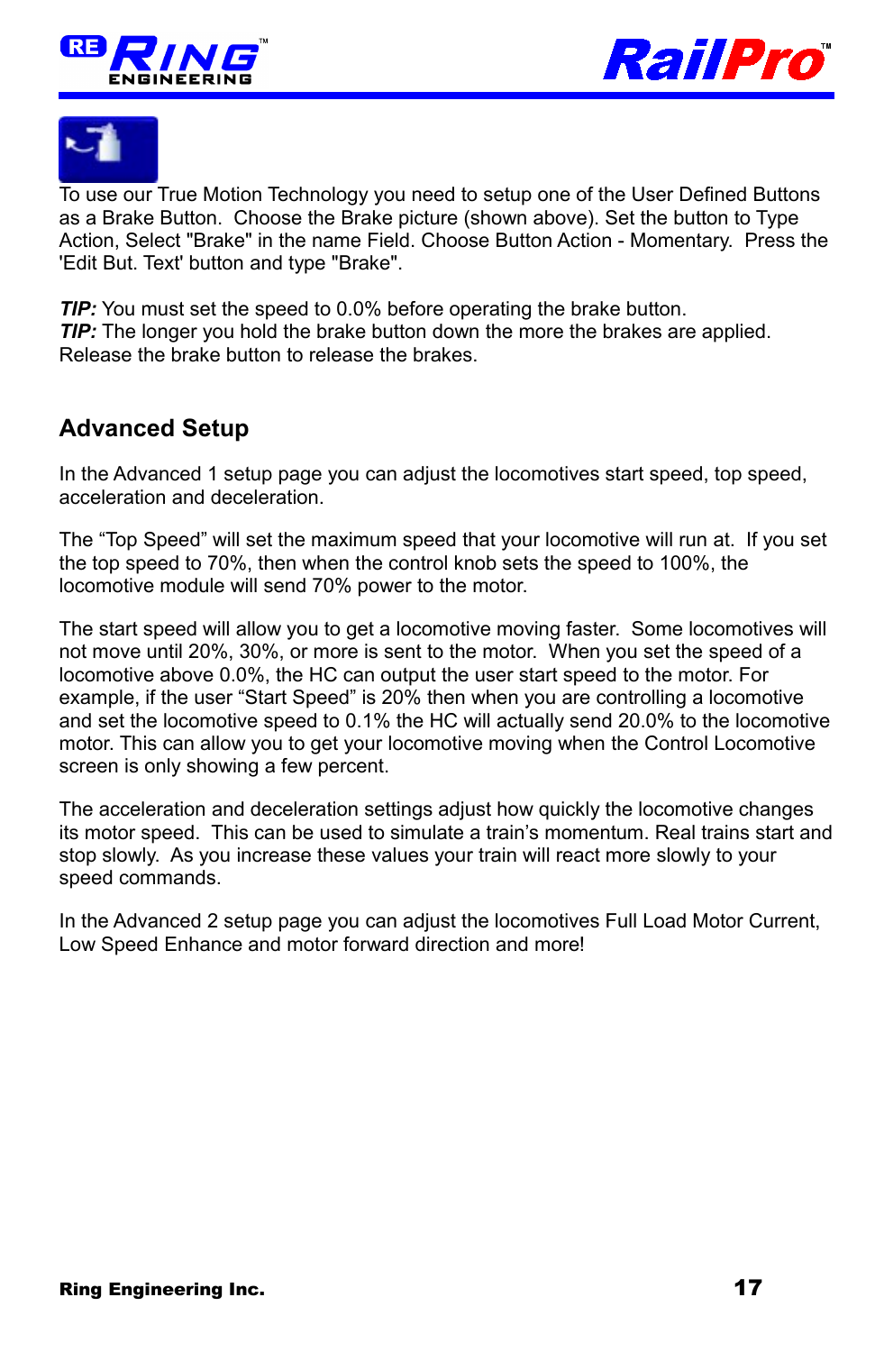To use our True Motion Technology you need to setup one of the User Defined Buttons as a Brake Button. Choose the Brake picture (shown above). Set the button to Type Action, Select "Brake" in the name Field. Choose Button Action - Momentary. Press the 'Edit But. Text' button and type "Brake".

***TIP:*** You must set the speed to 0.0% before operating the brake button.
***TIP:*** The longer you hold the brake button down the more the brakes are applied. Release the brake button to release the brakes.

## Advanced Setup

In the Advanced 1 setup page you can adjust the locomotives start speed, top speed, acceleration and deceleration.

The “Top Speed” will set the maximum speed that your locomotive will run at. If you set the top speed to 70%, then when the control knob sets the speed to 100%, the locomotive module will send 70% power to the motor.

The start speed will allow you to get a locomotive moving faster. Some locomotives will not move until 20%, 30%, or more is sent to the motor. When you set the speed of a locomotive above 0.0%, the HC can output the user start speed to the motor. For example, if the user “Start Speed” is 20% then when you are controlling a locomotive and set the locomotive speed to 0.1% the HC will actually send 20.0% to the locomotive motor. This can allow you to get your locomotive moving when the Control Locomotive screen is only showing a few percent.

The acceleration and deceleration settings adjust how quickly the locomotive changes its motor speed. This can be used to simulate a train’s momentum. Real trains start and stop slowly. As you increase these values your train will react more slowly to your speed commands.

In the Advanced 2 setup page you can adjust the locomotives Full Load Motor Current, Low Speed Enhance and motor forward direction and more!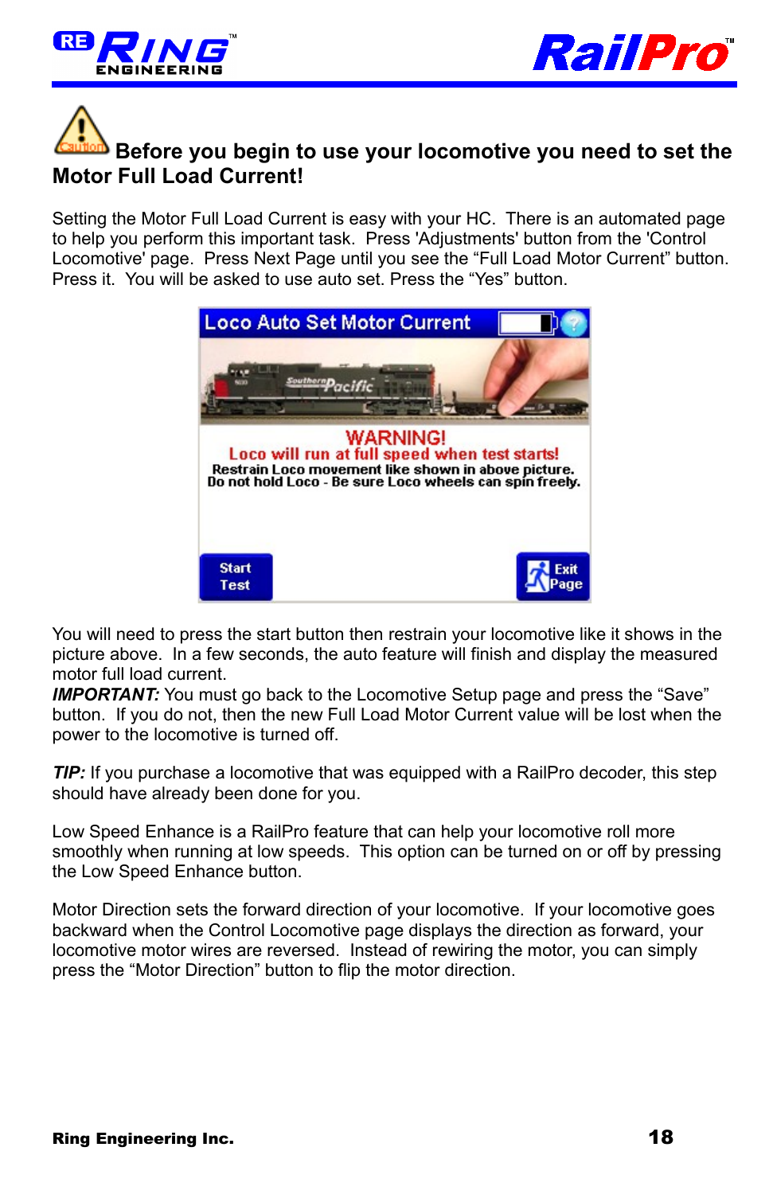**Before you begin to use your locomotive you need to set the Motor Full Load Current!**

Setting the Motor Full Load Current is easy with your HC. There is an automated page to help you perform this important task. Press 'Adjustments' button from the 'Control Locomotive' page. Press Next Page until you see the “Full Load Motor Current” button. Press it. You will be asked to use auto set. Press the “Yes” button.

You will need to press the start button then restrain your locomotive like it shows in the picture above. In a few seconds, the auto feature will finish and display the measured motor full load current.

***IMPORTANT:*** You must go back to the Locomotive Setup page and press the “Save” button. If you do not, then the new Full Load Motor Current value will be lost when the power to the locomotive is turned off.

***TIP:*** If you purchase a locomotive that was equipped with a RailPro decoder, this step should have already been done for you.

Low Speed Enhance is a RailPro feature that can help your locomotive roll more smoothly when running at low speeds. This option can be turned on or off by pressing the Low Speed Enhance button.

Motor Direction sets the forward direction of your locomotive. If your locomotive goes backward when the Control Locomotive page displays the direction as forward, your locomotive motor wires are reversed. Instead of rewiring the motor, you can simply press the “Motor Direction” button to flip the motor direction.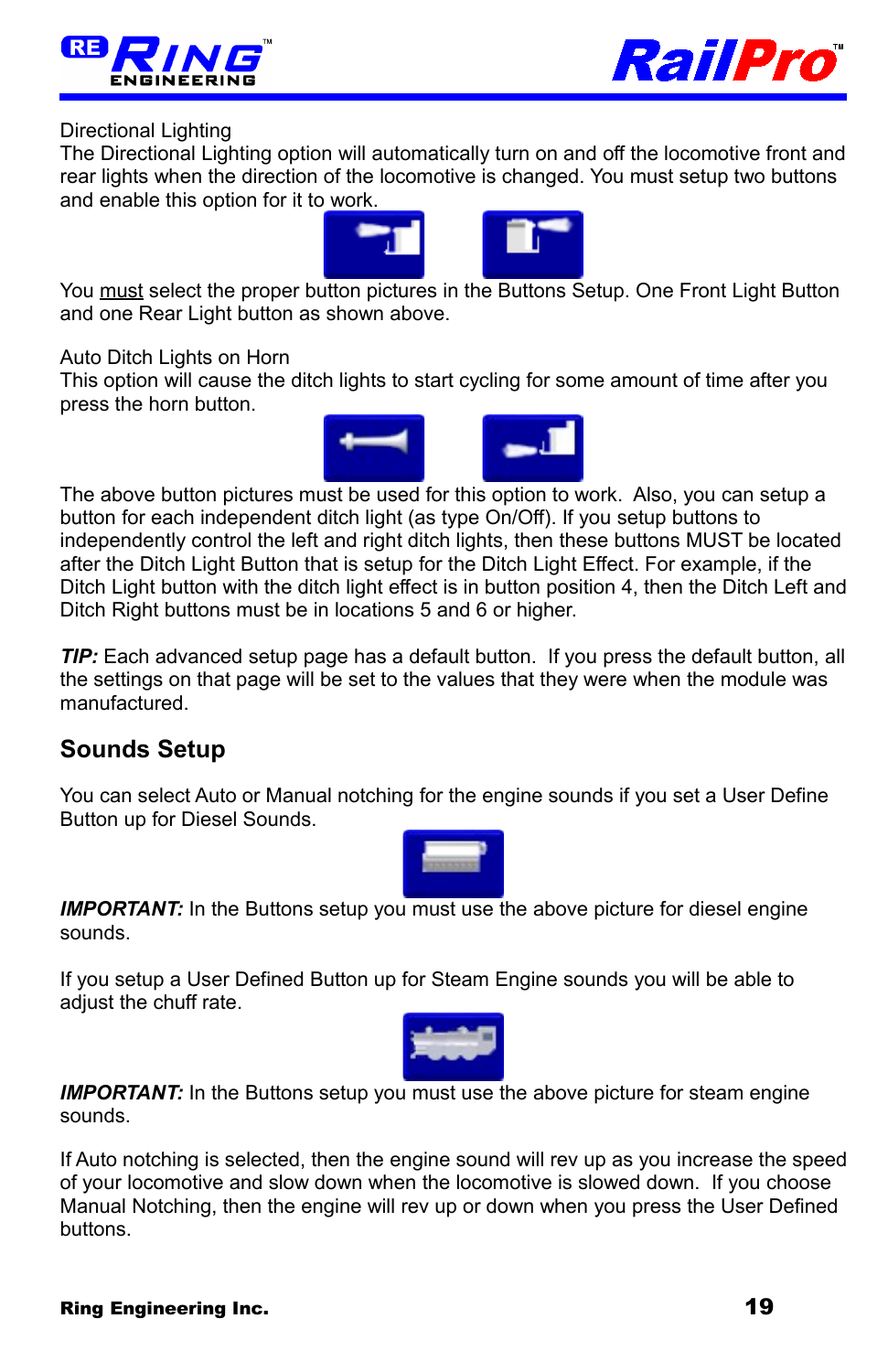Directional Lighting

The Directional Lighting option will automatically turn on and off the locomotive front and rear lights when the direction of the locomotive is changed. You must setup two buttons and enable this option for it to work.

You must select the proper button pictures in the Buttons Setup. One Front Light Button and one Rear Light button as shown above.

Auto Ditch Lights on Horn

This option will cause the ditch lights to start cycling for some amount of time after you press the horn button.

The above button pictures must be used for this option to work. Also, you can setup a button for each independent ditch light (as type On/Off). If you setup buttons to independently control the left and right ditch lights, then these buttons MUST be located after the Ditch Light Button that is setup for the Ditch Light Effect. For example, if the Ditch Light button with the ditch light effect is in button position 4, then the Ditch Left and Ditch Right buttons must be in locations 5 and 6 or higher.

***TIP:*** Each advanced setup page has a default button. If you press the default button, all the settings on that page will be set to the values that they were when the module was manufactured.

## Sounds Setup

You can select Auto or Manual notching for the engine sounds if you set a User Define Button up for Diesel Sounds.

***IMPORTANT:*** In the Buttons setup you must use the above picture for diesel engine sounds.

If you setup a User Defined Button up for Steam Engine sounds you will be able to adjust the chuff rate.

***IMPORTANT:*** In the Buttons setup you must use the above picture for steam engine sounds.

If Auto notching is selected, then the engine sound will rev up as you increase the speed of your locomotive and slow down when the locomotive is slowed down. If you choose Manual Notching, then the engine will rev up or down when you press the User Defined buttons.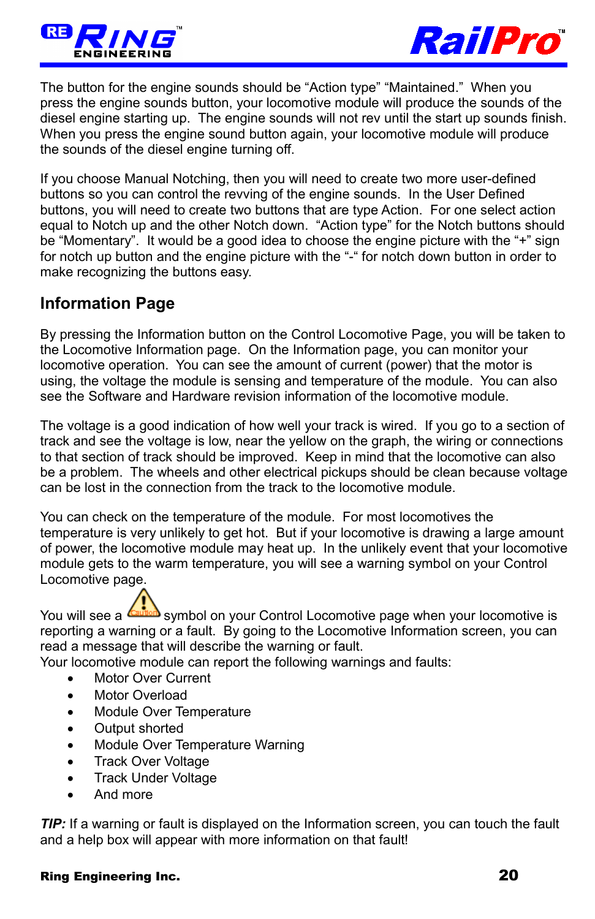The button for the engine sounds should be "Action type" "Maintained." When you press the engine sounds button, your locomotive module will produce the sounds of the diesel engine starting up. The engine sounds will not rev until the start up sounds finish. When you press the engine sound button again, your locomotive module will produce the sounds of the diesel engine turning off.

If you choose Manual Notching, then you will need to create two more user-defined buttons so you can control the revving of the engine sounds. In the User Defined buttons, you will need to create two buttons that are type Action. For one select action equal to Notch up and the other Notch down. "Action type" for the Notch buttons should be "Momentary". It would be a good idea to choose the engine picture with the "+" sign for notch up button and the engine picture with the "-" for notch down button in order to make recognizing the buttons easy.

## Information Page

By pressing the Information button on the Control Locomotive Page, you will be taken to the Locomotive Information page. On the Information page, you can monitor your locomotive operation. You can see the amount of current (power) that the motor is using, the voltage the module is sensing and temperature of the module. You can also see the Software and Hardware revision information of the locomotive module.

The voltage is a good indication of how well your track is wired. If you go to a section of track and see the voltage is low, near the yellow on the graph, the wiring or connections to that section of track should be improved. Keep in mind that the locomotive can also be a problem. The wheels and other electrical pickups should be clean because voltage can be lost in the connection from the track to the locomotive module.

You can check on the temperature of the module. For most locomotives the temperature is very unlikely to get hot. But if your locomotive is drawing a large amount of power, the locomotive module may heat up. In the unlikely event that your locomotive module gets to the warm temperature, you will see a warning symbol on your Control Locomotive page.

You will see a Caution symbol on your Control Locomotive page when your locomotive is reporting a warning or a fault. By going to the Locomotive Information screen, you can read a message that will describe the warning or fault.
Your locomotive module can report the following warnings and faults:

- Motor Over Current
- Motor Overload
- Module Over Temperature
- Output shorted
- Module Over Temperature Warning
- Track Over Voltage
- Track Under Voltage
- And more

***TIP:*** If a warning or fault is displayed on the Information screen, you can touch the fault and a help box will appear with more information on that fault!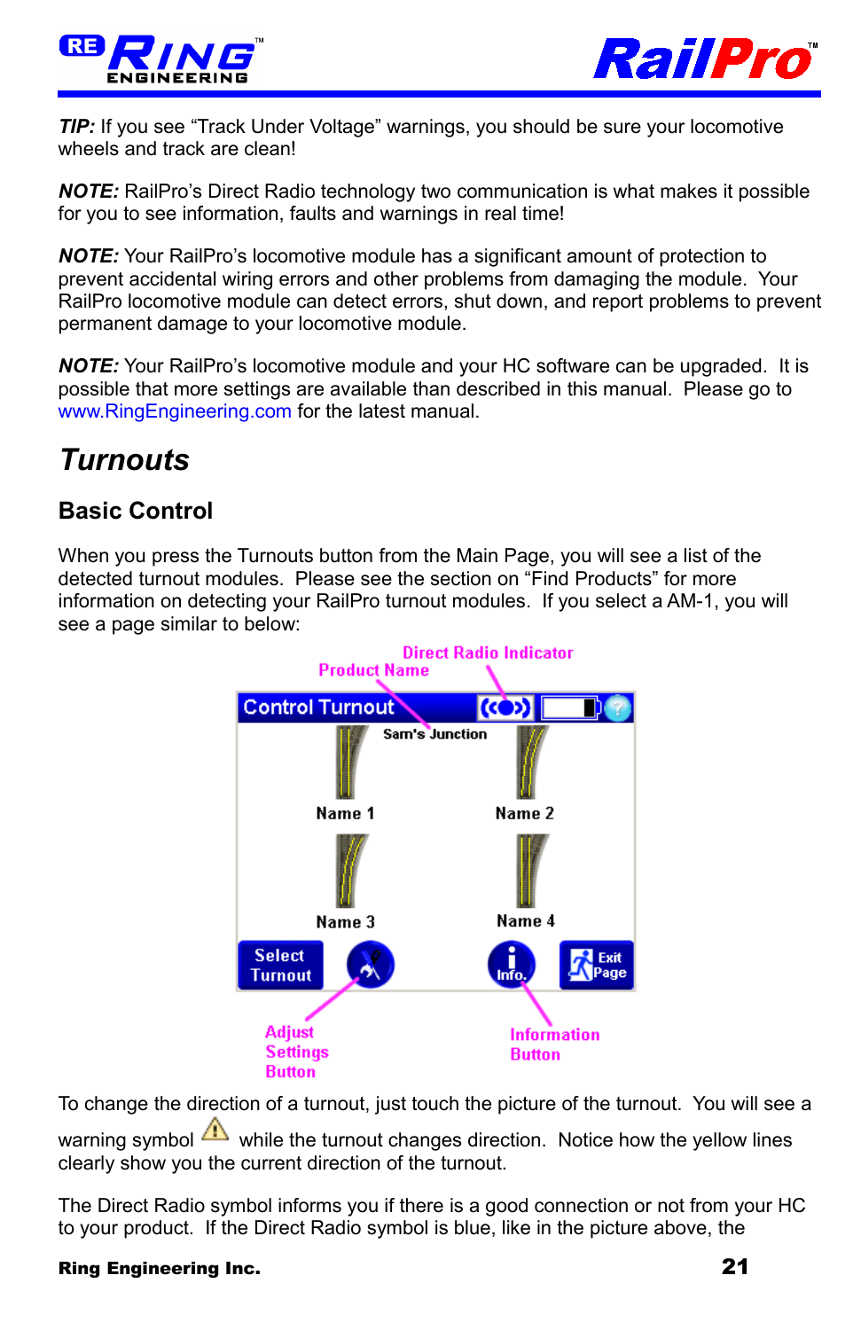***TIP:*** If you see "Track Under Voltage" warnings, you should be sure your locomotive wheels and track are clean!

***NOTE:*** RailPro's Direct Radio technology two communication is what makes it possible for you to see information, faults and warnings in real time!

***NOTE:*** Your RailPro's locomotive module has a significant amount of protection to prevent accidental wiring errors and other problems from damaging the module. Your RailPro locomotive module can detect errors, shut down, and report problems to prevent permanent damage to your locomotive module.

***NOTE:*** Your RailPro's locomotive module and your HC software can be upgraded. It is possible that more settings are available than described in this manual. Please go to www.RingEngineering.com for the latest manual.

# *Turnouts*

## Basic Control

When you press the Turnouts button from the Main Page, you will see a list of the detected turnout modules. Please see the section on "Find Products" for more information on detecting your RailPro turnout modules. If you select a AM-1, you will see a page similar to below:

Direct Radio Indicator
Product Name
Control Turnout
Sam's Junction
Name 1
Name 2
Name 3
Name 4
Select Turnout
Info.
Exit Page
Adjust Settings Button
Information Button

To change the direction of a turnout, just touch the picture of the turnout. You will see a warning symbol ⚠ while the turnout changes direction. Notice how the yellow lines clearly show you the current direction of the turnout.

The Direct Radio symbol informs you if there is a good connection or not from your HC to your product. If the Direct Radio symbol is blue, like in the picture above, the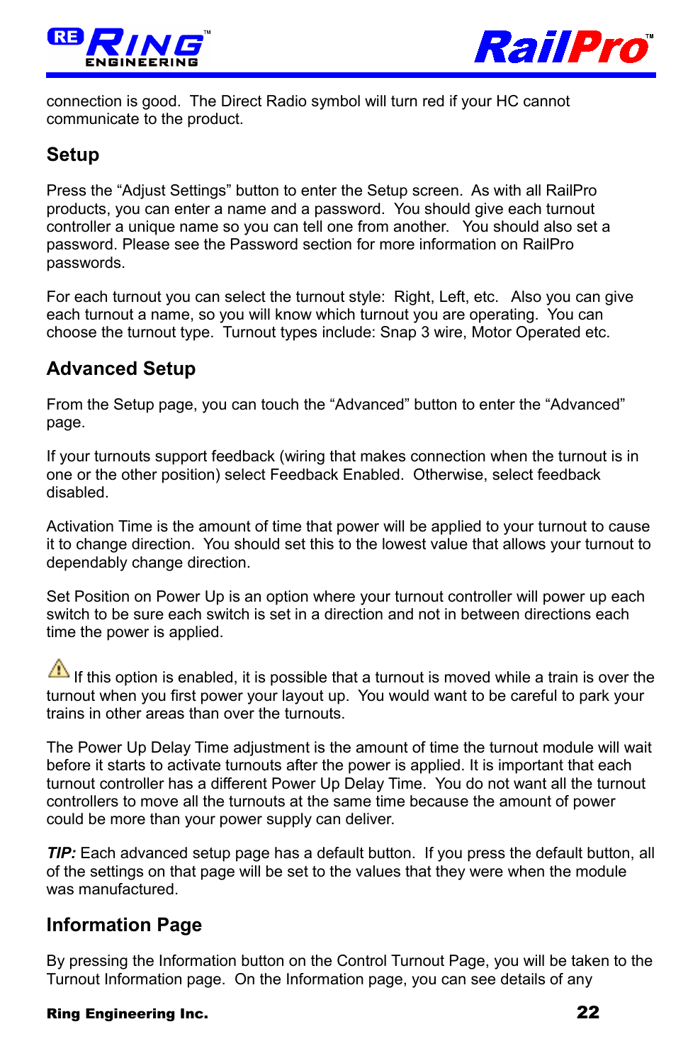connection is good. The Direct Radio symbol will turn red if your HC cannot communicate to the product.

## Setup

Press the “Adjust Settings” button to enter the Setup screen. As with all RailPro products, you can enter a name and a password. You should give each turnout controller a unique name so you can tell one from another. You should also set a password. Please see the Password section for more information on RailPro passwords.

For each turnout you can select the turnout style: Right, Left, etc. Also you can give each turnout a name, so you will know which turnout you are operating. You can choose the turnout type. Turnout types include: Snap 3 wire, Motor Operated etc.

## Advanced Setup

From the Setup page, you can touch the “Advanced” button to enter the “Advanced” page.

If your turnouts support feedback (wiring that makes connection when the turnout is in one or the other position) select Feedback Enabled. Otherwise, select feedback disabled.

Activation Time is the amount of time that power will be applied to your turnout to cause it to change direction. You should set this to the lowest value that allows your turnout to dependably change direction.

Set Position on Power Up is an option where your turnout controller will power up each switch to be sure each switch is set in a direction and not in between directions each time the power is applied.

⚠ If this option is enabled, it is possible that a turnout is moved while a train is over the turnout when you first power your layout up. You would want to be careful to park your trains in other areas than over the turnouts.

The Power Up Delay Time adjustment is the amount of time the turnout module will wait before it starts to activate turnouts after the power is applied. It is important that each turnout controller has a different Power Up Delay Time. You do not want all the turnout controllers to move all the turnouts at the same time because the amount of power could be more than your power supply can deliver.

***TIP:*** Each advanced setup page has a default button. If you press the default button, all of the settings on that page will be set to the values that they were when the module was manufactured.

## Information Page

By pressing the Information button on the Control Turnout Page, you will be taken to the Turnout Information page. On the Information page, you can see details of any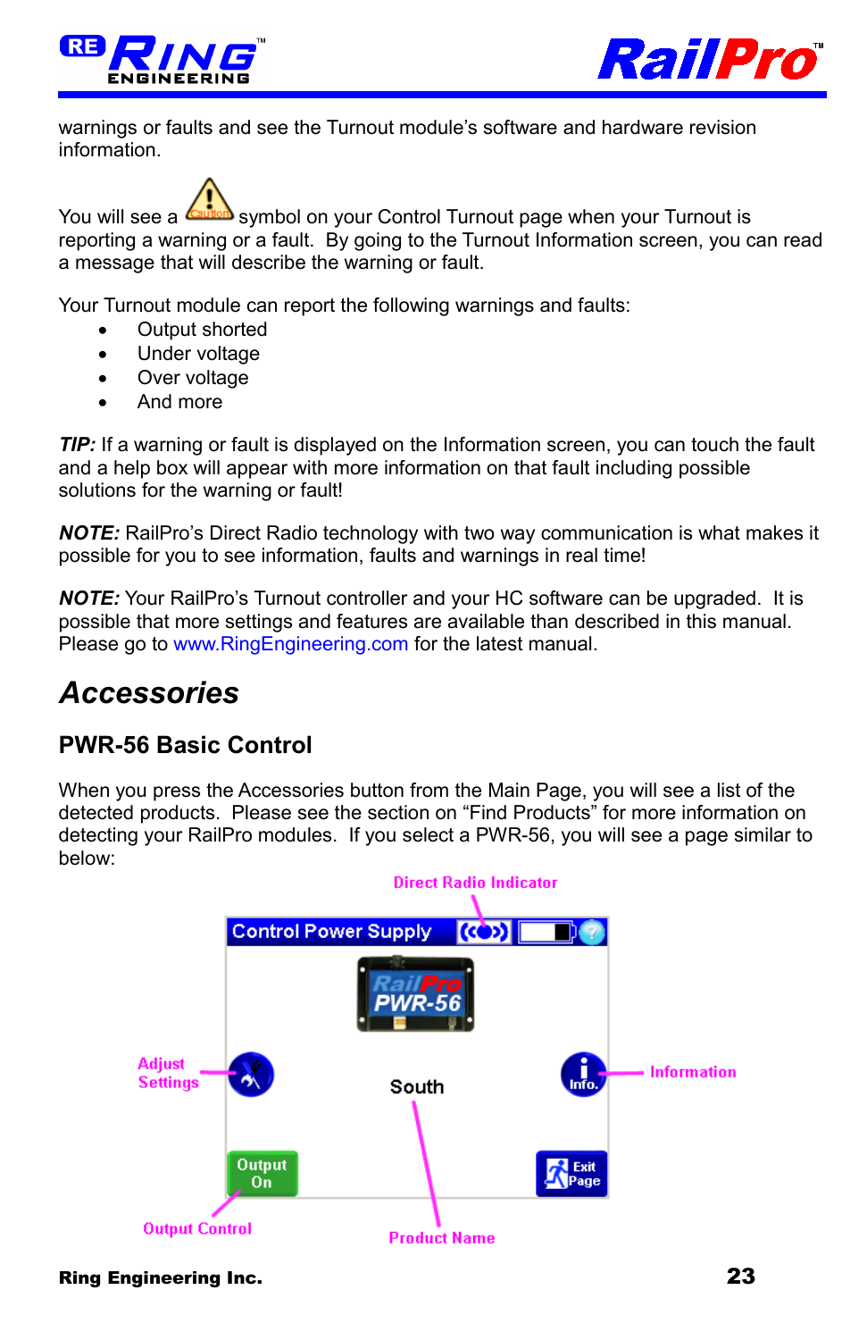warnings or faults and see the Turnout module's software and hardware revision information.

You will see a ⚠ symbol on your Control Turnout page when your Turnout is reporting a warning or a fault. By going to the Turnout Information screen, you can read a message that will describe the warning or fault.

Your Turnout module can report the following warnings and faults:

- Output shorted
- Under voltage
- Over voltage
- And more

***TIP:*** If a warning or fault is displayed on the Information screen, you can touch the fault and a help box will appear with more information on that fault including possible solutions for the warning or fault!

***NOTE:*** RailPro's Direct Radio technology with two way communication is what makes it possible for you to see information, faults and warnings in real time!

***NOTE:*** Your RailPro's Turnout controller and your HC software can be upgraded. It is possible that more settings and features are available than described in this manual. Please go to www.RingEngineering.com for the latest manual.

# *Accessories*

## PWR-56 Basic Control

When you press the Accessories button from the Main Page, you will see a list of the detected products. Please see the section on "Find Products" for more information on detecting your RailPro modules. If you select a PWR-56, you will see a page similar to below: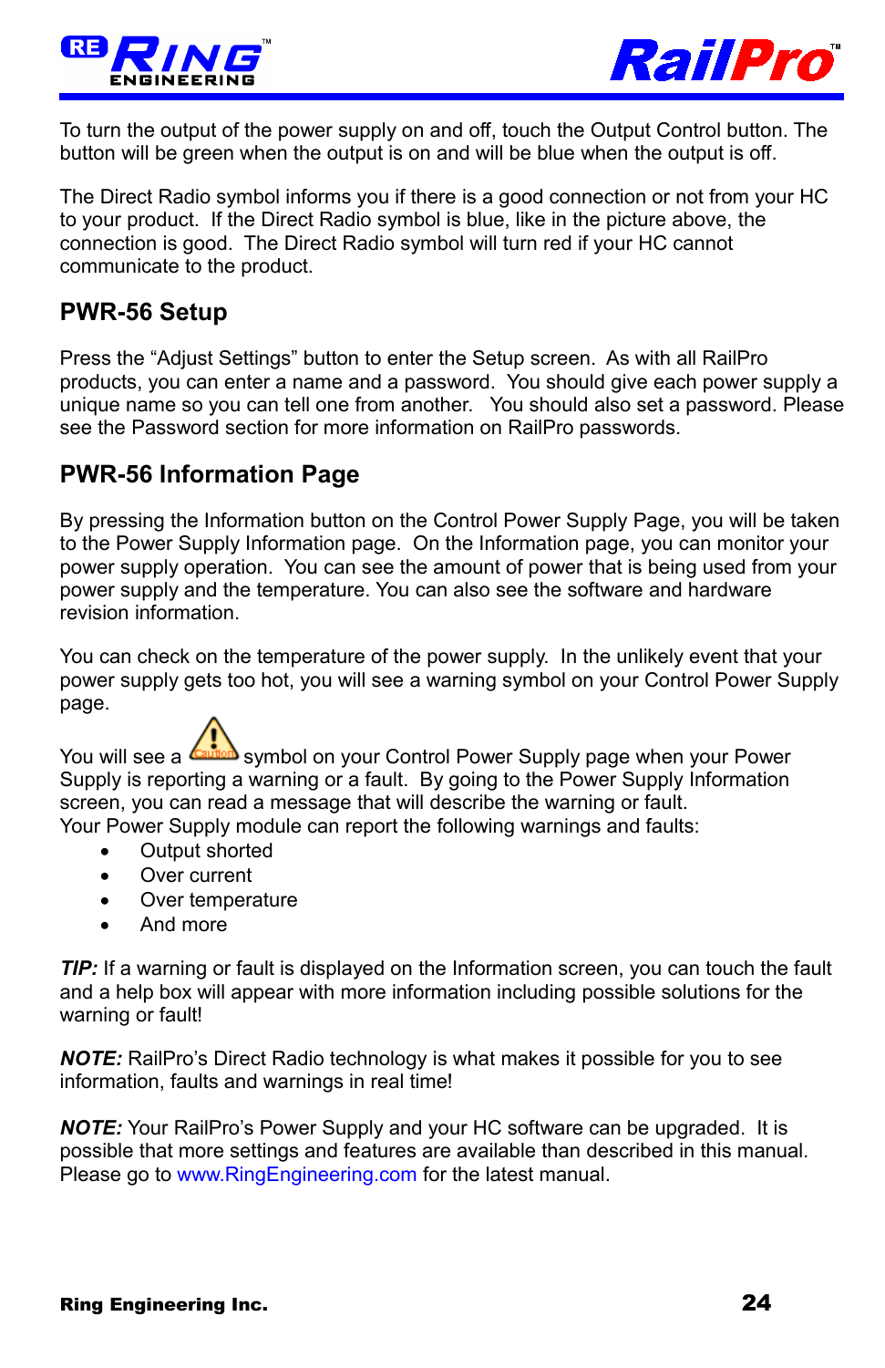To turn the output of the power supply on and off, touch the Output Control button. The button will be green when the output is on and will be blue when the output is off.

The Direct Radio symbol informs you if there is a good connection or not from your HC to your product. If the Direct Radio symbol is blue, like in the picture above, the connection is good. The Direct Radio symbol will turn red if your HC cannot communicate to the product.

## PWR-56 Setup

Press the “Adjust Settings” button to enter the Setup screen. As with all RailPro products, you can enter a name and a password. You should give each power supply a unique name so you can tell one from another. You should also set a password. Please see the Password section for more information on RailPro passwords.

## PWR-56 Information Page

By pressing the Information button on the Control Power Supply Page, you will be taken to the Power Supply Information page. On the Information page, you can monitor your power supply operation. You can see the amount of power that is being used from your power supply and the temperature. You can also see the software and hardware revision information.

You can check on the temperature of the power supply. In the unlikely event that your power supply gets too hot, you will see a warning symbol on your Control Power Supply page.

You will see a ⚠ symbol on your Control Power Supply page when your Power Supply is reporting a warning or a fault. By going to the Power Supply Information screen, you can read a message that will describe the warning or fault.
Your Power Supply module can report the following warnings and faults:

- Output shorted
- Over current
- Over temperature
- And more

***TIP:*** If a warning or fault is displayed on the Information screen, you can touch the fault and a help box will appear with more information including possible solutions for the warning or fault!

***NOTE:*** RailPro’s Direct Radio technology is what makes it possible for you to see information, faults and warnings in real time!

***NOTE:*** Your RailPro’s Power Supply and your HC software can be upgraded. It is possible that more settings and features are available than described in this manual. Please go to www.RingEngineering.com for the latest manual.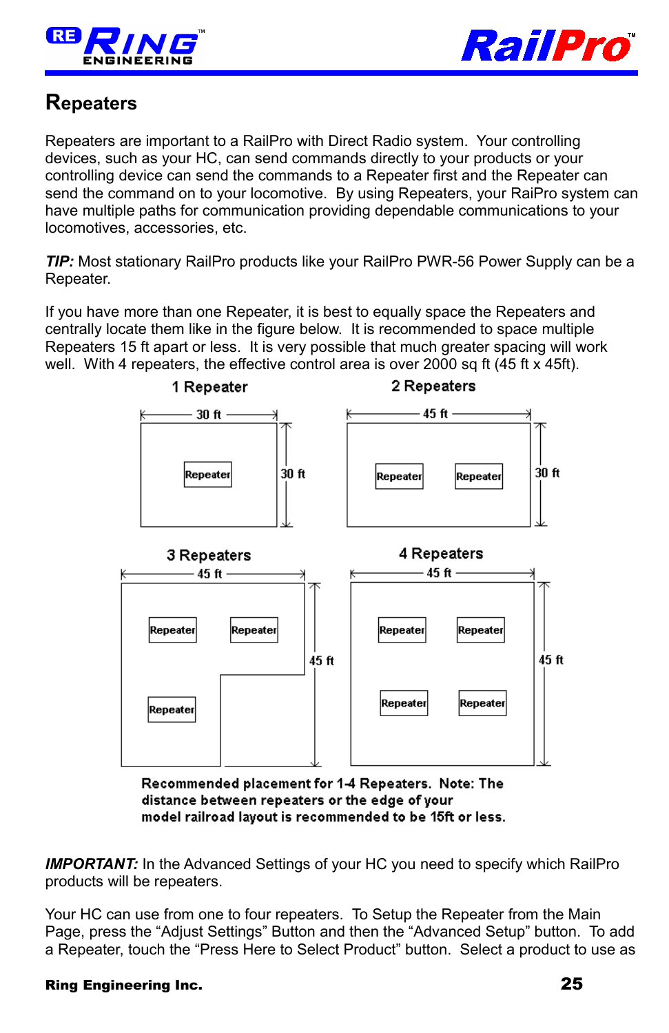## Repeaters

Repeaters are important to a RailPro with Direct Radio system. Your controlling devices, such as your HC, can send commands directly to your products or your controlling device can send the commands to a Repeater first and the Repeater can send the command on to your locomotive. By using Repeaters, your RaiPro system can have multiple paths for communication providing dependable communications to your locomotives, accessories, etc.

***TIP:*** Most stationary RailPro products like your RailPro PWR-56 Power Supply can be a Repeater.

If you have more than one Repeater, it is best to equally space the Repeaters and centrally locate them like in the figure below. It is recommended to space multiple Repeaters 15 ft apart or less. It is very possible that much greater spacing will work well. With 4 repeaters, the effective control area is over 2000 sq ft (45 ft x 45ft).

1 Repeater — 30 ft x 30 ft: Repeater

2 Repeaters — 45 ft x 30 ft: Repeater, Repeater

3 Repeaters — 45 ft x 45 ft: Repeater, Repeater, Repeater

4 Repeaters — 45 ft x 45 ft: Repeater, Repeater, Repeater, Repeater

**Recommended placement for 1-4 Repeaters. Note: The distance between repeaters or the edge of your model railroad layout is recommended to be 15ft or less.**

***IMPORTANT:*** In the Advanced Settings of your HC you need to specify which RailPro products will be repeaters.

Your HC can use from one to four repeaters. To Setup the Repeater from the Main Page, press the “Adjust Settings” Button and then the “Advanced Setup” button. To add a Repeater, touch the “Press Here to Select Product” button. Select a product to use as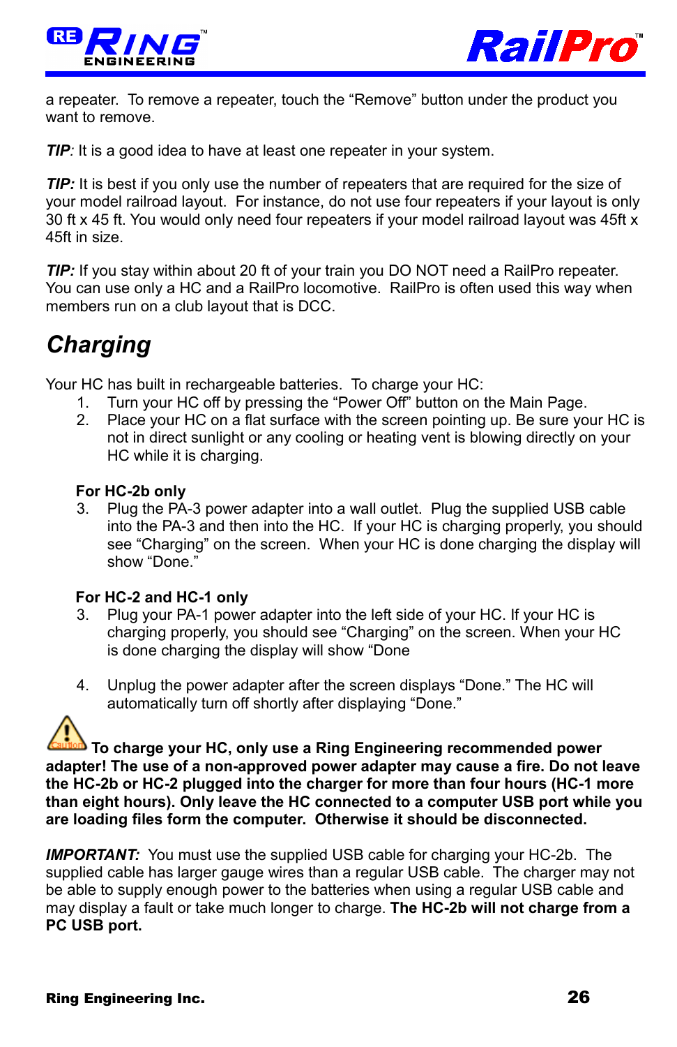a repeater. To remove a repeater, touch the “Remove” button under the product you want to remove.

***TIP***: It is a good idea to have at least one repeater in your system.

***TIP:*** It is best if you only use the number of repeaters that are required for the size of your model railroad layout. For instance, do not use four repeaters if your layout is only 30 ft x 45 ft. You would only need four repeaters if your model railroad layout was 45ft x 45ft in size.

***TIP:*** If you stay within about 20 ft of your train you DO NOT need a RailPro repeater. You can use only a HC and a RailPro locomotive. RailPro is often used this way when members run on a club layout that is DCC.

## *Charging*

Your HC has built in rechargeable batteries. To charge your HC:

1. Turn your HC off by pressing the “Power Off” button on the Main Page.
2. Place your HC on a flat surface with the screen pointing up. Be sure your HC is not in direct sunlight or any cooling or heating vent is blowing directly on your HC while it is charging.

**For HC-2b only**

3. Plug the PA-3 power adapter into a wall outlet. Plug the supplied USB cable into the PA-3 and then into the HC. If your HC is charging properly, you should see “Charging” on the screen. When your HC is done charging the display will show “Done.”

**For HC-2 and HC-1 only**

3. Plug your PA-1 power adapter into the left side of your HC. If your HC is charging properly, you should see “Charging” on the screen. When your HC is done charging the display will show “Done

4. Unplug the power adapter after the screen displays “Done.” The HC will automatically turn off shortly after displaying “Done.”

Caution **To charge your HC, only use a Ring Engineering recommended power adapter! The use of a non-approved power adapter may cause a fire. Do not leave the HC-2b or HC-2 plugged into the charger for more than four hours (HC-1 more than eight hours). Only leave the HC connected to a computer USB port while you are loading files form the computer. Otherwise it should be disconnected.**

***IMPORTANT:*** You must use the supplied USB cable for charging your HC-2b. The supplied cable has larger gauge wires than a regular USB cable. The charger may not be able to supply enough power to the batteries when using a regular USB cable and may display a fault or take much longer to charge. **The HC-2b will not charge from a PC USB port.**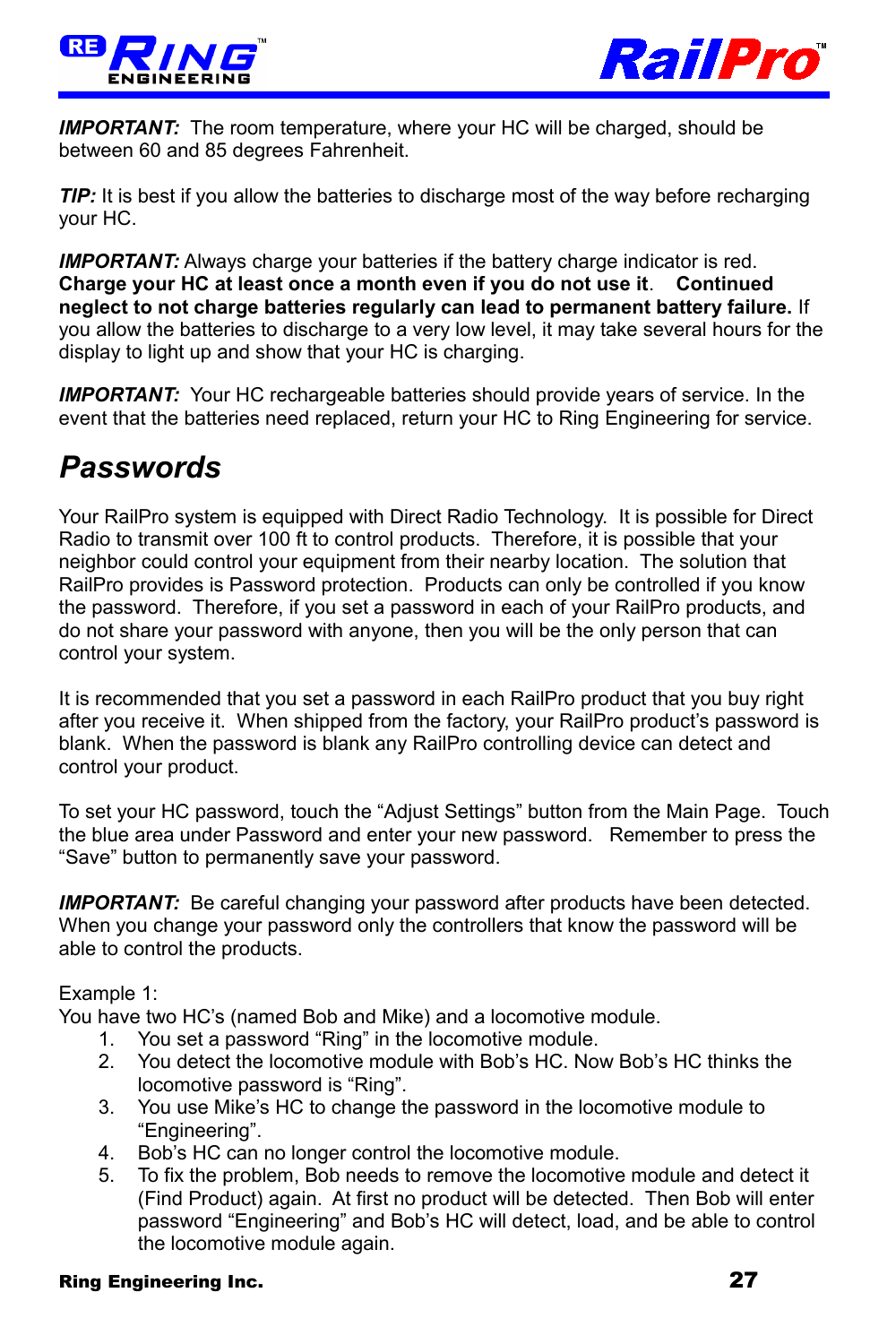***IMPORTANT:*** The room temperature, where your HC will be charged, should be between 60 and 85 degrees Fahrenheit.

***TIP:*** It is best if you allow the batteries to discharge most of the way before recharging your HC.

***IMPORTANT:*** Always charge your batteries if the battery charge indicator is red. **Charge your HC at least once a month even if you do not use it**. **Continued neglect to not charge batteries regularly can lead to permanent battery failure.** If you allow the batteries to discharge to a very low level, it may take several hours for the display to light up and show that your HC is charging.

***IMPORTANT:*** Your HC rechargeable batteries should provide years of service. In the event that the batteries need replaced, return your HC to Ring Engineering for service.

## *Passwords*

Your RailPro system is equipped with Direct Radio Technology. It is possible for Direct Radio to transmit over 100 ft to control products. Therefore, it is possible that your neighbor could control your equipment from their nearby location. The solution that RailPro provides is Password protection. Products can only be controlled if you know the password. Therefore, if you set a password in each of your RailPro products, and do not share your password with anyone, then you will be the only person that can control your system.

It is recommended that you set a password in each RailPro product that you buy right after you receive it. When shipped from the factory, your RailPro product's password is blank. When the password is blank any RailPro controlling device can detect and control your product.

To set your HC password, touch the "Adjust Settings" button from the Main Page. Touch the blue area under Password and enter your new password. Remember to press the "Save" button to permanently save your password.

***IMPORTANT:*** Be careful changing your password after products have been detected. When you change your password only the controllers that know the password will be able to control the products.

Example 1:
You have two HC's (named Bob and Mike) and a locomotive module.

1. You set a password "Ring" in the locomotive module.
2. You detect the locomotive module with Bob's HC. Now Bob's HC thinks the locomotive password is "Ring".
3. You use Mike's HC to change the password in the locomotive module to "Engineering".
4. Bob's HC can no longer control the locomotive module.
5. To fix the problem, Bob needs to remove the locomotive module and detect it (Find Product) again. At first no product will be detected. Then Bob will enter password "Engineering" and Bob's HC will detect, load, and be able to control the locomotive module again.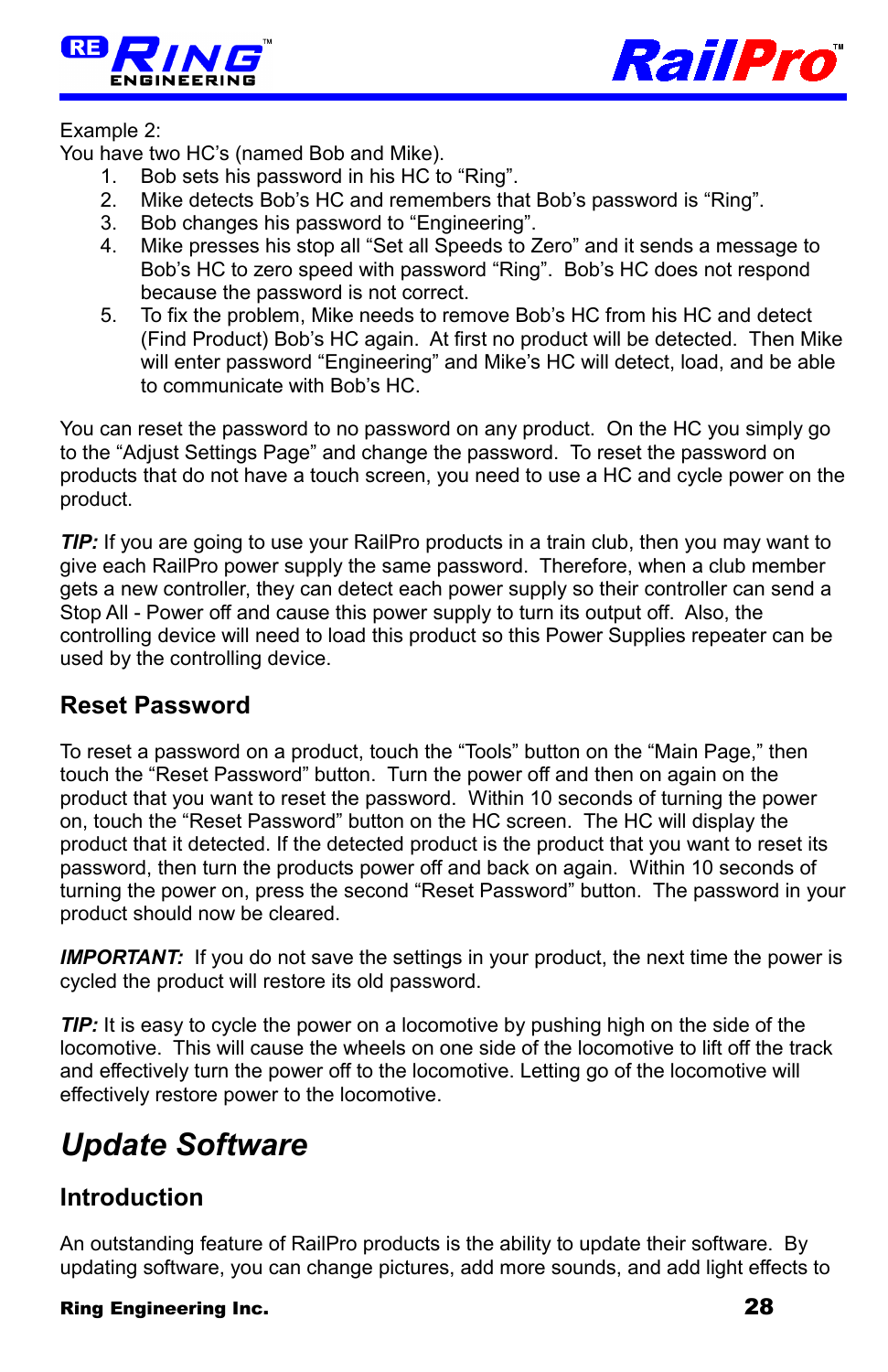Example 2:
You have two HC's (named Bob and Mike).

1. Bob sets his password in his HC to "Ring".
2. Mike detects Bob's HC and remembers that Bob's password is "Ring".
3. Bob changes his password to "Engineering".
4. Mike presses his stop all "Set all Speeds to Zero" and it sends a message to Bob's HC to zero speed with password "Ring". Bob's HC does not respond because the password is not correct.
5. To fix the problem, Mike needs to remove Bob's HC from his HC and detect (Find Product) Bob's HC again. At first no product will be detected. Then Mike will enter password "Engineering" and Mike's HC will detect, load, and be able to communicate with Bob's HC.

You can reset the password to no password on any product. On the HC you simply go to the "Adjust Settings Page" and change the password. To reset the password on products that do not have a touch screen, you need to use a HC and cycle power on the product.

***TIP:*** If you are going to use your RailPro products in a train club, then you may want to give each RailPro power supply the same password. Therefore, when a club member gets a new controller, they can detect each power supply so their controller can send a Stop All - Power off and cause this power supply to turn its output off. Also, the controlling device will need to load this product so this Power Supplies repeater can be used by the controlling device.

## Reset Password

To reset a password on a product, touch the "Tools" button on the "Main Page," then touch the "Reset Password" button. Turn the power off and then on again on the product that you want to reset the password. Within 10 seconds of turning the power on, touch the "Reset Password" button on the HC screen. The HC will display the product that it detected. If the detected product is the product that you want to reset its password, then turn the products power off and back on again. Within 10 seconds of turning the power on, press the second "Reset Password" button. The password in your product should now be cleared.

***IMPORTANT:*** If you do not save the settings in your product, the next time the power is cycled the product will restore its old password.

***TIP:*** It is easy to cycle the power on a locomotive by pushing high on the side of the locomotive. This will cause the wheels on one side of the locomotive to lift off the track and effectively turn the power off to the locomotive. Letting go of the locomotive will effectively restore power to the locomotive.

# *Update Software*

## Introduction

An outstanding feature of RailPro products is the ability to update their software. By updating software, you can change pictures, add more sounds, and add light effects to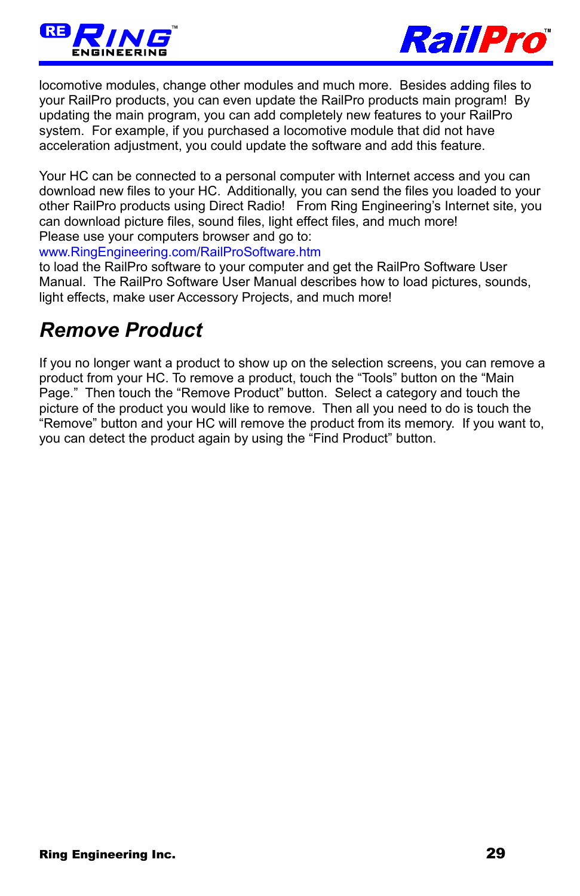locomotive modules, change other modules and much more. Besides adding files to your RailPro products, you can even update the RailPro products main program! By updating the main program, you can add completely new features to your RailPro system. For example, if you purchased a locomotive module that did not have acceleration adjustment, you could update the software and add this feature.

Your HC can be connected to a personal computer with Internet access and you can download new files to your HC. Additionally, you can send the files you loaded to your other RailPro products using Direct Radio! From Ring Engineering's Internet site, you can download picture files, sound files, light effect files, and much more!
Please use your computers browser and go to:
www.RingEngineering.com/RailProSoftware.htm
to load the RailPro software to your computer and get the RailPro Software User Manual. The RailPro Software User Manual describes how to load pictures, sounds, light effects, make user Accessory Projects, and much more!

## *Remove Product*

If you no longer want a product to show up on the selection screens, you can remove a product from your HC. To remove a product, touch the "Tools" button on the "Main Page." Then touch the "Remove Product" button. Select a category and touch the picture of the product you would like to remove. Then all you need to do is touch the "Remove" button and your HC will remove the product from its memory. If you want to, you can detect the product again by using the "Find Product" button.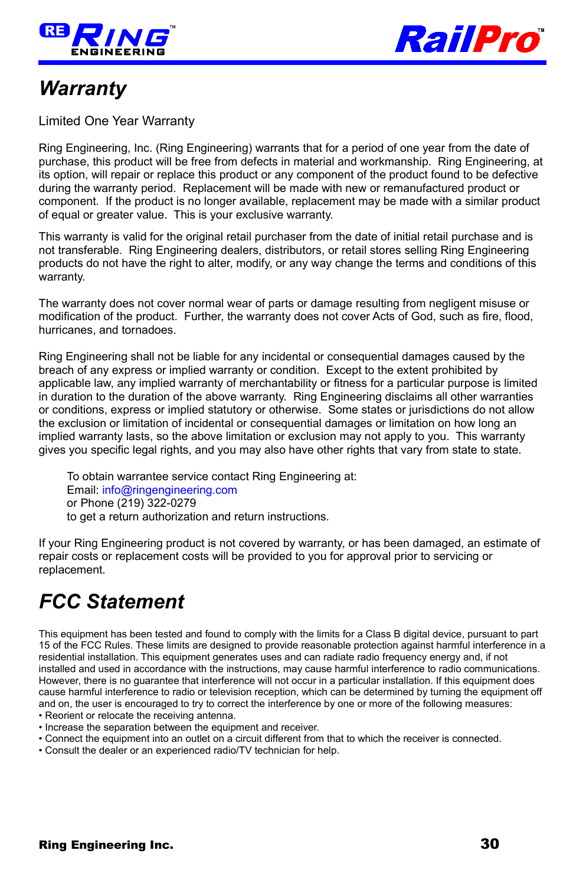# Warranty

Limited One Year Warranty

Ring Engineering, Inc. (Ring Engineering) warrants that for a period of one year from the date of purchase, this product will be free from defects in material and workmanship. Ring Engineering, at its option, will repair or replace this product or any component of the product found to be defective during the warranty period. Replacement will be made with new or remanufactured product or component. If the product is no longer available, replacement may be made with a similar product of equal or greater value. This is your exclusive warranty.

This warranty is valid for the original retail purchaser from the date of initial retail purchase and is not transferable. Ring Engineering dealers, distributors, or retail stores selling Ring Engineering products do not have the right to alter, modify, or any way change the terms and conditions of this warranty.

The warranty does not cover normal wear of parts or damage resulting from negligent misuse or modification of the product. Further, the warranty does not cover Acts of God, such as fire, flood, hurricanes, and tornadoes.

Ring Engineering shall not be liable for any incidental or consequential damages caused by the breach of any express or implied warranty or condition. Except to the extent prohibited by applicable law, any implied warranty of merchantability or fitness for a particular purpose is limited in duration to the duration of the above warranty. Ring Engineering disclaims all other warranties or conditions, express or implied statutory or otherwise. Some states or jurisdictions do not allow the exclusion or limitation of incidental or consequential damages or limitation on how long an implied warranty lasts, so the above limitation or exclusion may not apply to you. This warranty gives you specific legal rights, and you may also have other rights that vary from state to state.

> To obtain warrantee service contact Ring Engineering at:
> Email: info@ringengineering.com
> or Phone (219) 322-0279
> to get a return authorization and return instructions.

If your Ring Engineering product is not covered by warranty, or has been damaged, an estimate of repair costs or replacement costs will be provided to you for approval prior to servicing or replacement.

# FCC Statement

This equipment has been tested and found to comply with the limits for a Class B digital device, pursuant to part 15 of the FCC Rules. These limits are designed to provide reasonable protection against harmful interference in a residential installation. This equipment generates uses and can radiate radio frequency energy and, if not installed and used in accordance with the instructions, may cause harmful interference to radio communications. However, there is no guarantee that interference will not occur in a particular installation. If this equipment does cause harmful interference to radio or television reception, which can be determined by turning the equipment off and on, the user is encouraged to try to correct the interference by one or more of the following measures:

- Reorient or relocate the receiving antenna.
- Increase the separation between the equipment and receiver.
- Connect the equipment into an outlet on a circuit different from that to which the receiver is connected.
- Consult the dealer or an experienced radio/TV technician for help.